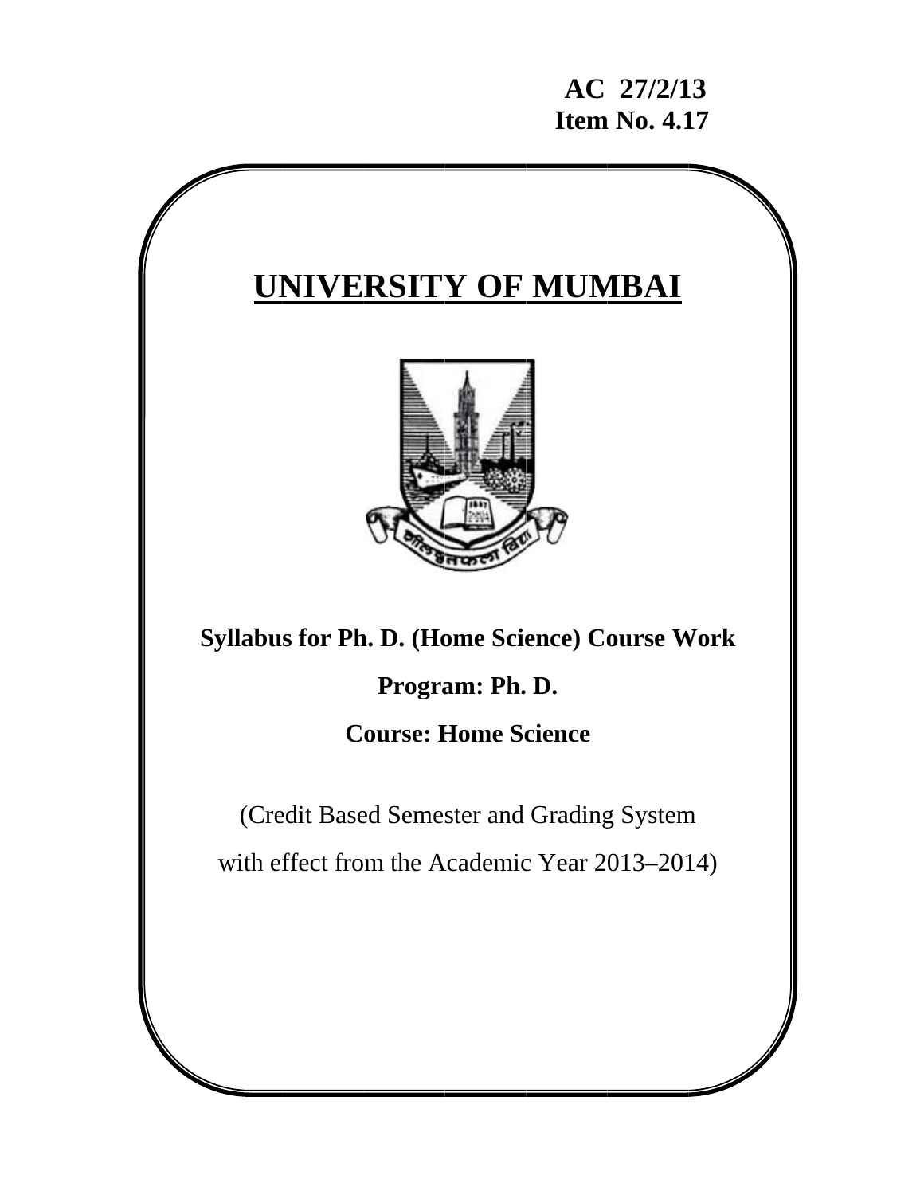**AC 27/2/13**
**Item No. 4.17**

# UNIVERSITY OF MUMBAI

**Syllabus for Ph. D. (Home Science) Course Work**

**Program: Ph. D.**

**Course: Home Science**

(Credit Based Semester and Grading System
with effect from the Academic Year 2013–2014)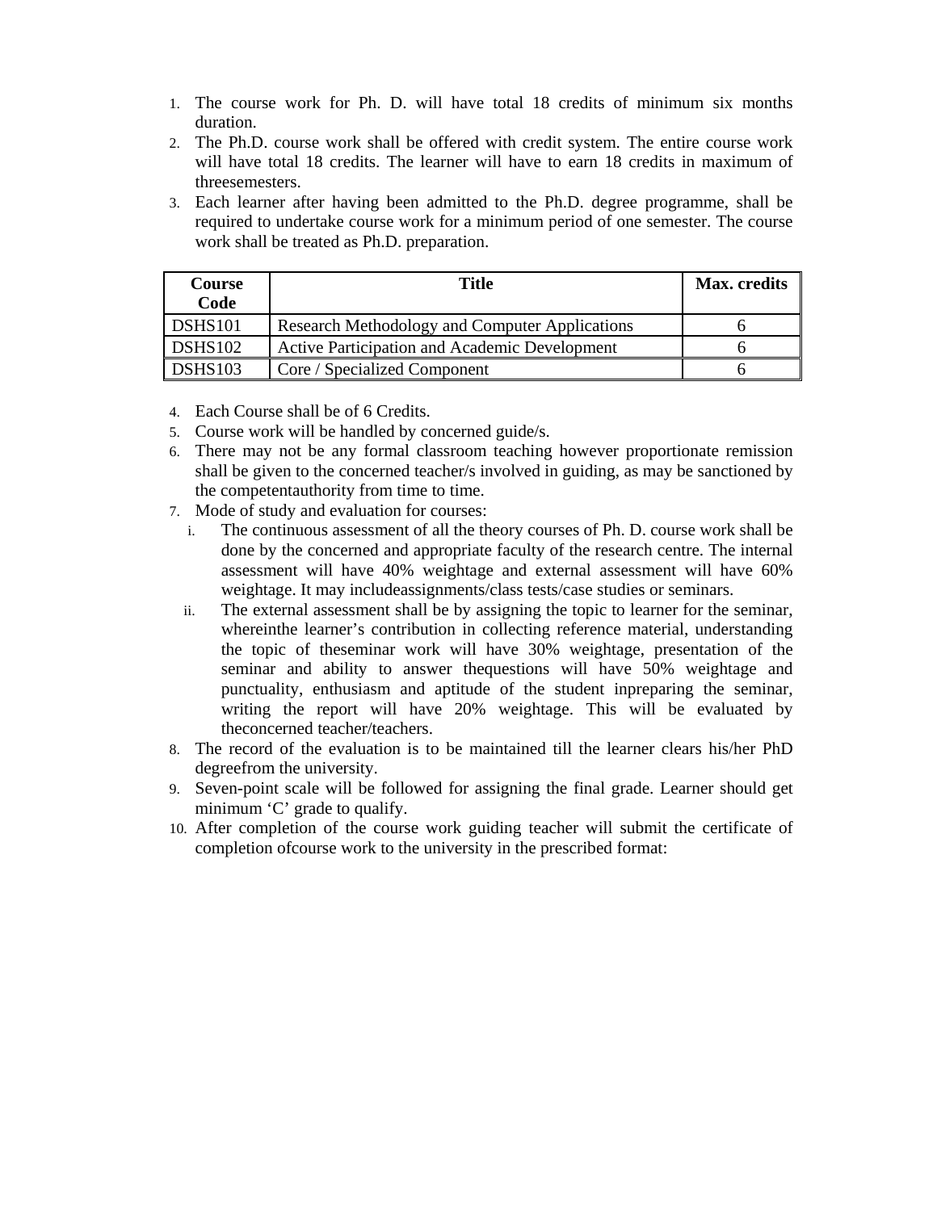1. The course work for Ph. D. will have total 18 credits of minimum six months duration.
2. The Ph.D. course work shall be offered with credit system. The entire course work will have total 18 credits. The learner will have to earn 18 credits in maximum of threesemesters.
3. Each learner after having been admitted to the Ph.D. degree programme, shall be required to undertake course work for a minimum period of one semester. The course work shall be treated as Ph.D. preparation.

| Course Code | Title | Max. credits |
|---|---|---|
| DSHS101 | Research Methodology and Computer Applications | 6 |
| DSHS102 | Active Participation and Academic Development | 6 |
| DSHS103 | Core / Specialized Component | 6 |

4. Each Course shall be of 6 Credits.
5. Course work will be handled by concerned guide/s.
6. There may not be any formal classroom teaching however proportionate remission shall be given to the concerned teacher/s involved in guiding, as may be sanctioned by the competentauthority from time to time.
7. Mode of study and evaluation for courses:
   i. The continuous assessment of all the theory courses of Ph. D. course work shall be done by the concerned and appropriate faculty of the research centre. The internal assessment will have 40% weightage and external assessment will have 60% weightage. It may includeassignments/class tests/case studies or seminars.
   ii. The external assessment shall be by assigning the topic to learner for the seminar, whereinthe learner's contribution in collecting reference material, understanding the topic of theseminar work will have 30% weightage, presentation of the seminar and ability to answer thequestions will have 50% weightage and punctuality, enthusiasm and aptitude of the student inpreparing the seminar, writing the report will have 20% weightage. This will be evaluated by theconcerned teacher/teachers.
8. The record of the evaluation is to be maintained till the learner clears his/her PhD degreefrom the university.
9. Seven-point scale will be followed for assigning the final grade. Learner should get minimum 'C' grade to qualify.
10. After completion of the course work guiding teacher will submit the certificate of completion ofcourse work to the university in the prescribed format: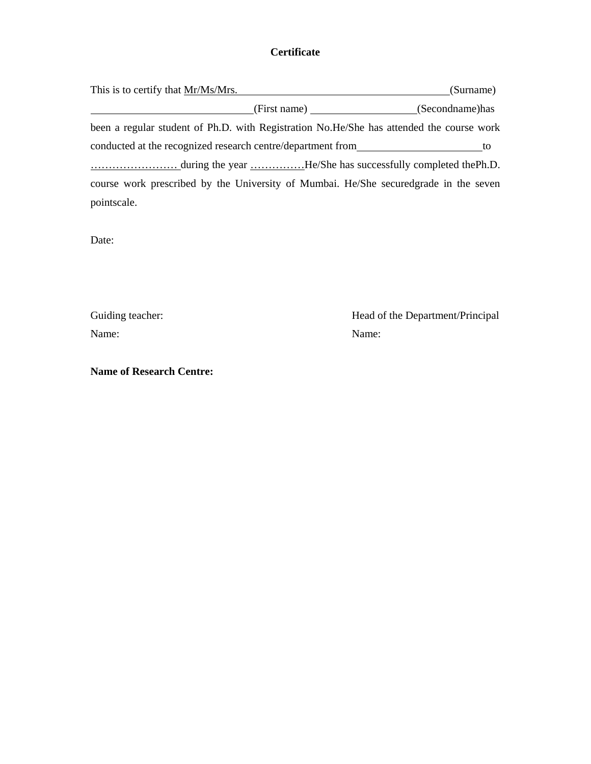**Certificate**

This is to certify that Mr/Ms/Mrs. ________________________________________(Surname) ______________________________(First name) ____________________(Secondname)has been a regular student of Ph.D. with Registration No.He/She has attended the course work conducted at the recognized research centre/department from_______________________to …………………… during the year ……………He/She has successfully completed thePh.D. course work prescribed by the University of Mumbai. He/She securedgrade in the seven pointscale.

Date:

Guiding teacher:

Name:

Head of the Department/Principal

Name:

**Name of Research Centre:**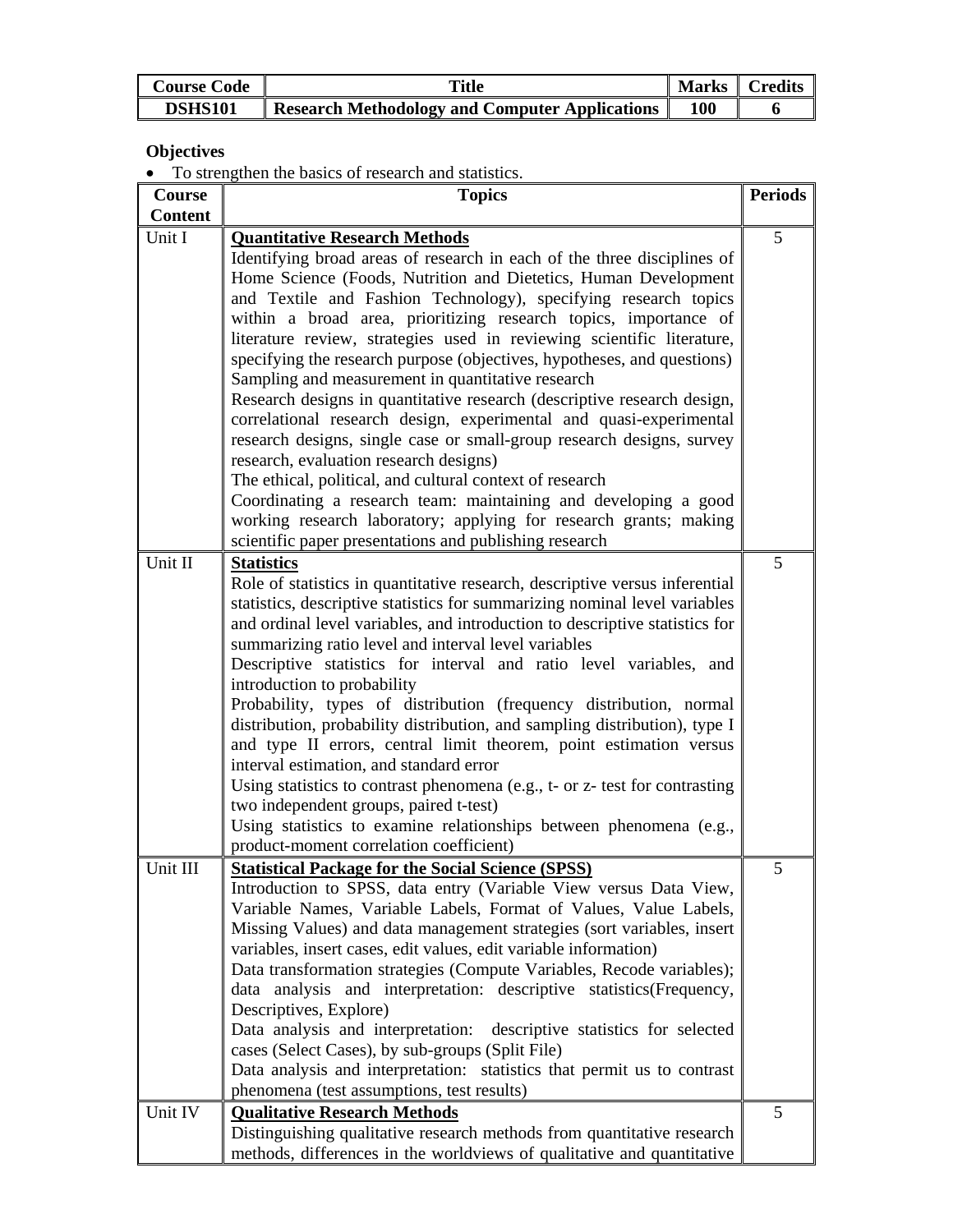| Course Code | Title | Marks | Credits |
|---|---|---|---|
| **DSHS101** | **Research Methodology and Computer Applications** | **100** | **6** |

**Objectives**

- To strengthen the basics of research and statistics.

| Course Content | Topics | Periods |
|---|---|---|
| Unit I | **<u>Quantitative Research Methods</u>**<br>Identifying broad areas of research in each of the three disciplines of Home Science (Foods, Nutrition and Dietetics, Human Development and Textile and Fashion Technology), specifying research topics within a broad area, prioritizing research topics, importance of literature review, strategies used in reviewing scientific literature, specifying the research purpose (objectives, hypotheses, and questions)<br>Sampling and measurement in quantitative research<br>Research designs in quantitative research (descriptive research design, correlational research design, experimental and quasi-experimental research designs, single case or small-group research designs, survey research, evaluation research designs)<br>The ethical, political, and cultural context of research<br>Coordinating a research team: maintaining and developing a good working research laboratory; applying for research grants; making scientific paper presentations and publishing research | 5 |
| Unit II | **<u>Statistics</u>**<br>Role of statistics in quantitative research, descriptive versus inferential statistics, descriptive statistics for summarizing nominal level variables and ordinal level variables, and introduction to descriptive statistics for summarizing ratio level and interval level variables<br>Descriptive statistics for interval and ratio level variables, and introduction to probability<br>Probability, types of distribution (frequency distribution, normal distribution, probability distribution, and sampling distribution), type I and type II errors, central limit theorem, point estimation versus interval estimation, and standard error<br>Using statistics to contrast phenomena (e.g., t- or z- test for contrasting two independent groups, paired t-test)<br>Using statistics to examine relationships between phenomena (e.g., product-moment correlation coefficient) | 5 |
| Unit III | **<u>Statistical Package for the Social Science (SPSS)</u>**<br>Introduction to SPSS, data entry (Variable View versus Data View, Variable Names, Variable Labels, Format of Values, Value Labels, Missing Values) and data management strategies (sort variables, insert variables, insert cases, edit values, edit variable information)<br>Data transformation strategies (Compute Variables, Recode variables); data analysis and interpretation: descriptive statistics(Frequency, Descriptives, Explore)<br>Data analysis and interpretation: descriptive statistics for selected cases (Select Cases), by sub-groups (Split File)<br>Data analysis and interpretation: statistics that permit us to contrast phenomena (test assumptions, test results) | 5 |
| Unit IV | **<u>Qualitative Research Methods</u>**<br>Distinguishing qualitative research methods from quantitative research methods, differences in the worldviews of qualitative and quantitative | 5 |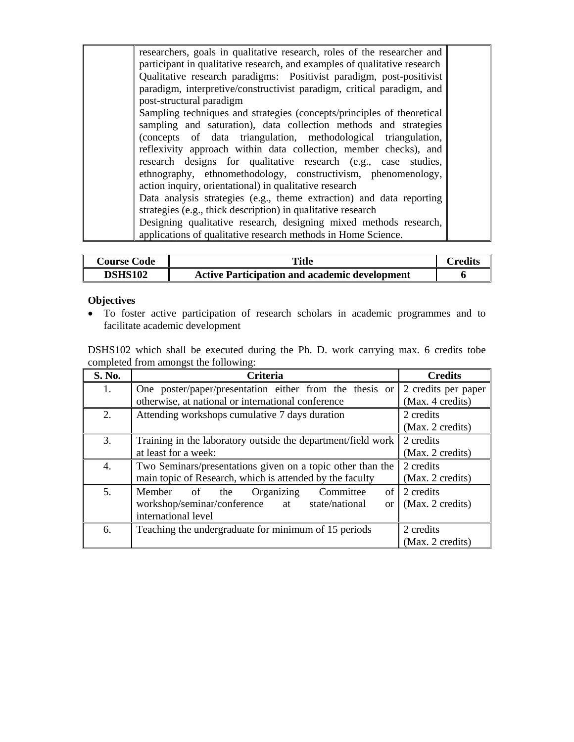| | | |
|---|---|---|
| | researchers, goals in qualitative research, roles of the researcher and participant in qualitative research, and examples of qualitative research<br>Qualitative research paradigms: Positivist paradigm, post-positivist paradigm, interpretive/constructivist paradigm, critical paradigm, and post-structural paradigm<br>Sampling techniques and strategies (concepts/principles of theoretical sampling and saturation), data collection methods and strategies (concepts of data triangulation, methodological triangulation, reflexivity approach within data collection, member checks), and research designs for qualitative research (e.g., case studies, ethnography, ethnomethodology, constructivism, phenomenology, action inquiry, orientational) in qualitative research<br>Data analysis strategies (e.g., theme extraction) and data reporting strategies (e.g., thick description) in qualitative research<br>Designing qualitative research, designing mixed methods research, applications of qualitative research methods in Home Science. | |

| Course Code | Title | Credits |
|---|---|---|
| **DSHS102** | **Active Participation and academic development** | **6** |

**Objectives**

- To foster active participation of research scholars in academic programmes and to facilitate academic development

DSHS102 which shall be executed during the Ph. D. work carrying max. 6 credits tobe completed from amongst the following:

| S. No. | Criteria | Credits |
|---|---|---|
| 1. | One poster/paper/presentation either from the thesis or otherwise, at national or international conference | 2 credits per paper (Max. 4 credits) |
| 2. | Attending workshops cumulative 7 days duration | 2 credits (Max. 2 credits) |
| 3. | Training in the laboratory outside the department/field work at least for a week: | 2 credits (Max. 2 credits) |
| 4. | Two Seminars/presentations given on a topic other than the main topic of Research, which is attended by the faculty | 2 credits (Max. 2 credits) |
| 5. | Member of the Organizing Committee of workshop/seminar/conference at state/national or international level | 2 credits (Max. 2 credits) |
| 6. | Teaching the undergraduate for minimum of 15 periods | 2 credits (Max. 2 credits) |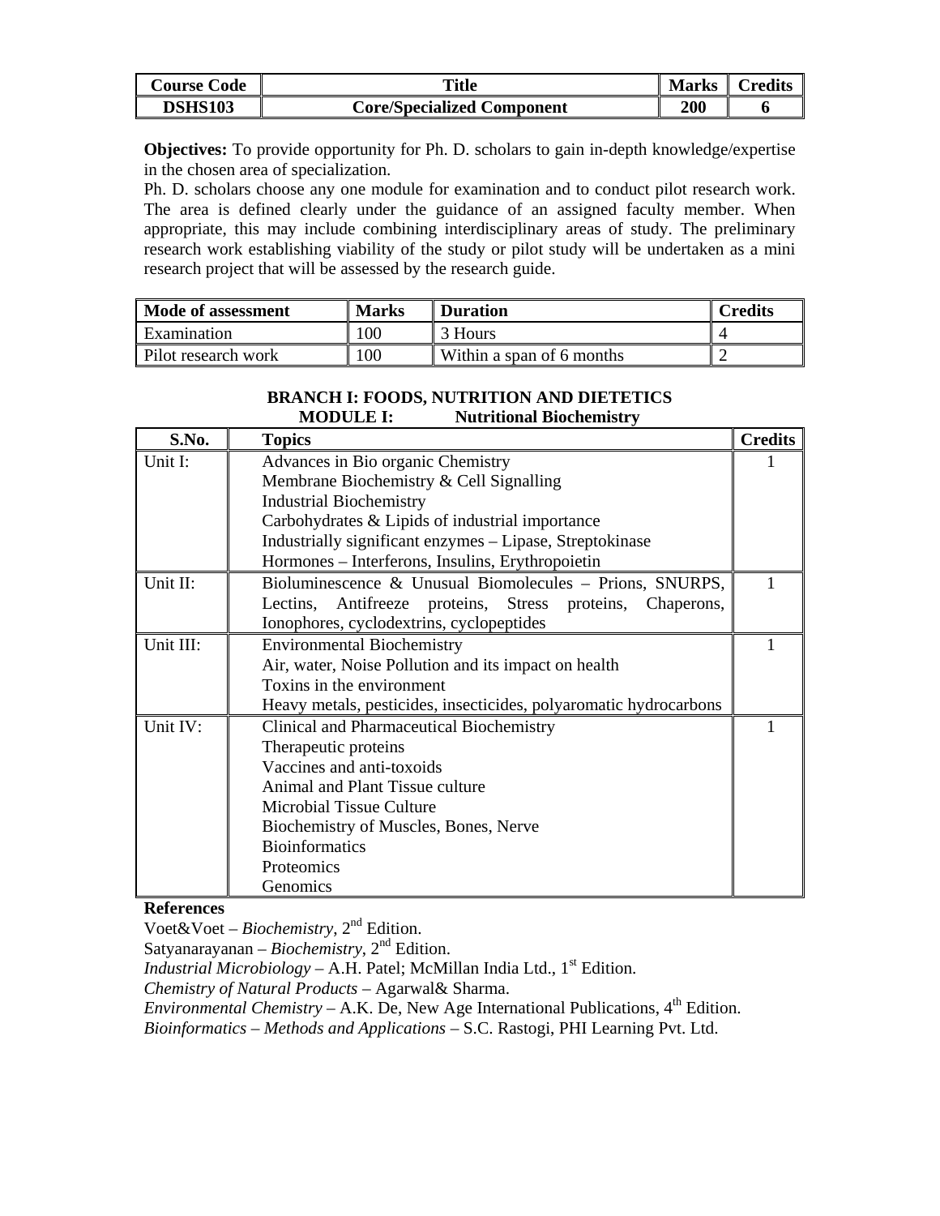| Course Code | Title | Marks | Credits |
| --- | --- | --- | --- |
| **DSHS103** | **Core/Specialized Component** | **200** | **6** |

**Objectives:** To provide opportunity for Ph. D. scholars to gain in-depth knowledge/expertise in the chosen area of specialization.

Ph. D. scholars choose any one module for examination and to conduct pilot research work. The area is defined clearly under the guidance of an assigned faculty member. When appropriate, this may include combining interdisciplinary areas of study. The preliminary research work establishing viability of the study or pilot study will be undertaken as a mini research project that will be assessed by the research guide.

| Mode of assessment | Marks | Duration | Credits |
| --- | --- | --- | --- |
| Examination | 100 | 3 Hours | 4 |
| Pilot research work | 100 | Within a span of 6 months | 2 |

### BRANCH I: FOODS, NUTRITION AND DIETETICS
### MODULE I: Nutritional Biochemistry

| S.No. | Topics | Credits |
| --- | --- | --- |
| Unit I: | Advances in Bio organic Chemistry<br>Membrane Biochemistry & Cell Signalling<br>Industrial Biochemistry<br>Carbohydrates & Lipids of industrial importance<br>Industrially significant enzymes – Lipase, Streptokinase<br>Hormones – Interferons, Insulins, Erythropoietin | 1 |
| Unit II: | Bioluminescence & Unusual Biomolecules – Prions, SNURPS, Lectins, Antifreeze proteins, Stress proteins, Chaperons, Ionophores, cyclodextrins, cyclopeptides | 1 |
| Unit III: | Environmental Biochemistry<br>Air, water, Noise Pollution and its impact on health<br>Toxins in the environment<br>Heavy metals, pesticides, insecticides, polyaromatic hydrocarbons | 1 |
| Unit IV: | Clinical and Pharmaceutical Biochemistry<br>Therapeutic proteins<br>Vaccines and anti-toxoids<br>Animal and Plant Tissue culture<br>Microbial Tissue Culture<br>Biochemistry of Muscles, Bones, Nerve<br>Bioinformatics<br>Proteomics<br>Genomics | 1 |

**References**

Voet&Voet – *Biochemistry*, 2nd Edition.

Satyanarayanan – *Biochemistry*, 2nd Edition.

*Industrial Microbiology* – A.H. Patel; McMillan India Ltd., 1st Edition.

*Chemistry of Natural Products* – Agarwal& Sharma.

*Environmental Chemistry* – A.K. De, New Age International Publications, 4th Edition.

*Bioinformatics – Methods and Applications* – S.C. Rastogi, PHI Learning Pvt. Ltd.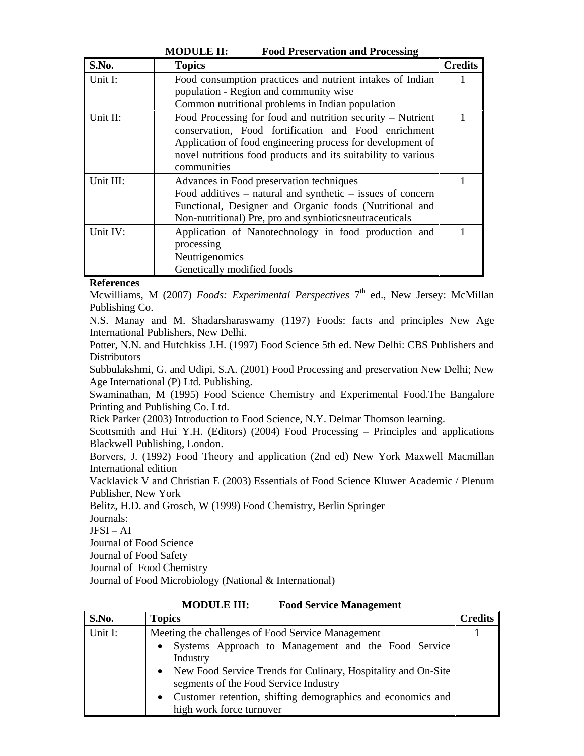**MODULE II: Food Preservation and Processing**

| S.No. | Topics | Credits |
|---|---|---|
| Unit I: | Food consumption practices and nutrient intakes of Indian population - Region and community wise<br>Common nutritional problems in Indian population | 1 |
| Unit II: | Food Processing for food and nutrition security – Nutrient conservation, Food fortification and Food enrichment<br>Application of food engineering process for development of novel nutritious food products and its suitability to various communities | 1 |
| Unit III: | Advances in Food preservation techniques<br>Food additives – natural and synthetic – issues of concern<br>Functional, Designer and Organic foods (Nutritional and Non-nutritional) Pre, pro and synbioticsneutraceuticals | 1 |
| Unit IV: | Application of Nanotechnology in food production and processing<br>Neutrigenomics<br>Genetically modified foods | 1 |

**References**

Mcwilliams, M (2007) *Foods: Experimental Perspectives* 7th ed., New Jersey: McMillan Publishing Co.

N.S. Manay and M. Shadarsharaswamy (1197) Foods: facts and principles New Age International Publishers, New Delhi.

Potter, N.N. and Hutchkiss J.H. (1997) Food Science 5th ed. New Delhi: CBS Publishers and Distributors

Subbulakshmi, G. and Udipi, S.A. (2001) Food Processing and preservation New Delhi; New Age International (P) Ltd. Publishing.

Swaminathan, M (1995) Food Science Chemistry and Experimental Food.The Bangalore Printing and Publishing Co. Ltd.

Rick Parker (2003) Introduction to Food Science, N.Y. Delmar Thomson learning.

Scottsmith and Hui Y.H. (Editors) (2004) Food Processing – Principles and applications Blackwell Publishing, London.

Borvers, J. (1992) Food Theory and application (2nd ed) New York Maxwell Macmillan International edition

Vacklavick V and Christian E (2003) Essentials of Food Science Kluwer Academic / Plenum Publisher, New York

Belitz, H.D. and Grosch, W (1999) Food Chemistry, Berlin Springer

Journals:

JFSI – AI

Journal of Food Science

Journal of Food Safety

Journal of Food Chemistry

Journal of Food Microbiology (National & International)

**MODULE III: Food Service Management**

| S.No. | Topics | Credits |
|---|---|---|
| Unit I: | Meeting the challenges of Food Service Management<br>• Systems Approach to Management and the Food Service Industry<br>• New Food Service Trends for Culinary, Hospitality and On-Site segments of the Food Service Industry<br>• Customer retention, shifting demographics and economics and high work force turnover | 1 |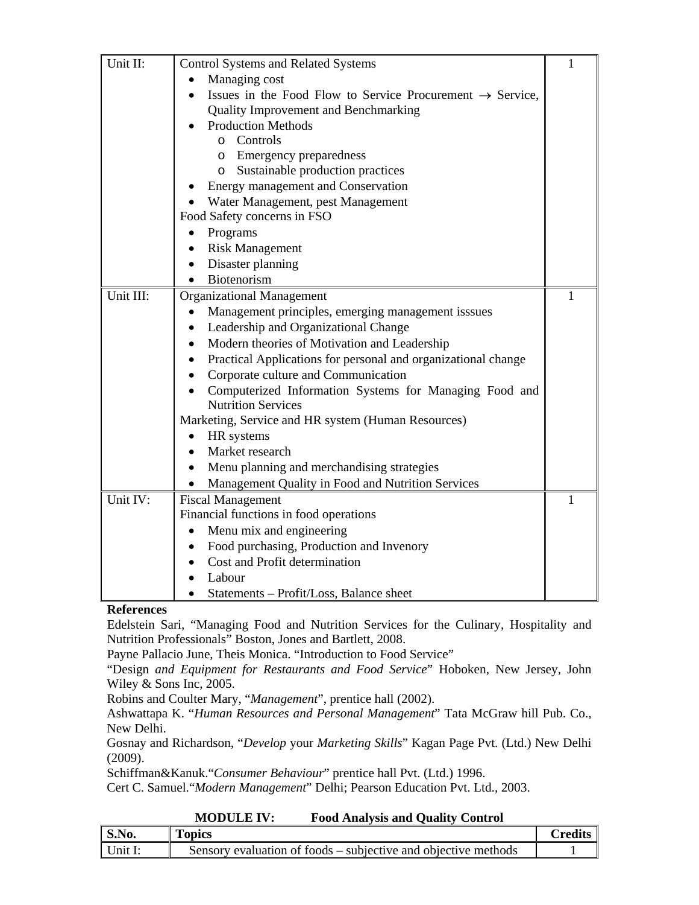| | | |
|---|---|---|
| Unit II: | Control Systems and Related Systems<br>• Managing cost<br>• Issues in the Food Flow to Service Procurement → Service, Quality Improvement and Benchmarking<br>• Production Methods<br>  o Controls<br>  o Emergency preparedness<br>  o Sustainable production practices<br>• Energy management and Conservation<br>• Water Management, pest Management<br>Food Safety concerns in FSO<br>• Programs<br>• Risk Management<br>• Disaster planning<br>• Biotenorism | 1 |
| Unit III: | Organizational Management<br>• Management principles, emerging management isssues<br>• Leadership and Organizational Change<br>• Modern theories of Motivation and Leadership<br>• Practical Applications for personal and organizational change<br>• Corporate culture and Communication<br>• Computerized Information Systems for Managing Food and Nutrition Services<br>Marketing, Service and HR system (Human Resources)<br>• HR systems<br>• Market research<br>• Menu planning and merchandising strategies<br>• Management Quality in Food and Nutrition Services | 1 |
| Unit IV: | Fiscal Management<br>Financial functions in food operations<br>• Menu mix and engineering<br>• Food purchasing, Production and Invenory<br>• Cost and Profit determination<br>• Labour<br>• Statements – Profit/Loss, Balance sheet | 1 |

**References**

Edelstein Sari, "Managing Food and Nutrition Services for the Culinary, Hospitality and Nutrition Professionals" Boston, Jones and Bartlett, 2008.

Payne Pallacio June, Theis Monica. "Introduction to Food Service"

"Design *and Equipment for Restaurants and Food Service*" Hoboken, New Jersey, John Wiley & Sons Inc, 2005.

Robins and Coulter Mary, "*Management*", prentice hall (2002).

Ashwattapa K. "*Human Resources and Personal Management*" Tata McGraw hill Pub. Co., New Delhi.

Gosnay and Richardson, "*Develop* your *Marketing Skills*" Kagan Page Pvt. (Ltd.) New Delhi (2009).

Schiffman&Kanuk."*Consumer Behaviour*" prentice hall Pvt. (Ltd.) 1996.

Cert C. Samuel."*Modern Management*" Delhi; Pearson Education Pvt. Ltd., 2003.

**MODULE IV: Food Analysis and Quality Control**

| S.No. | Topics | Credits |
|---|---|---|
| Unit I: | Sensory evaluation of foods – subjective and objective methods | 1 |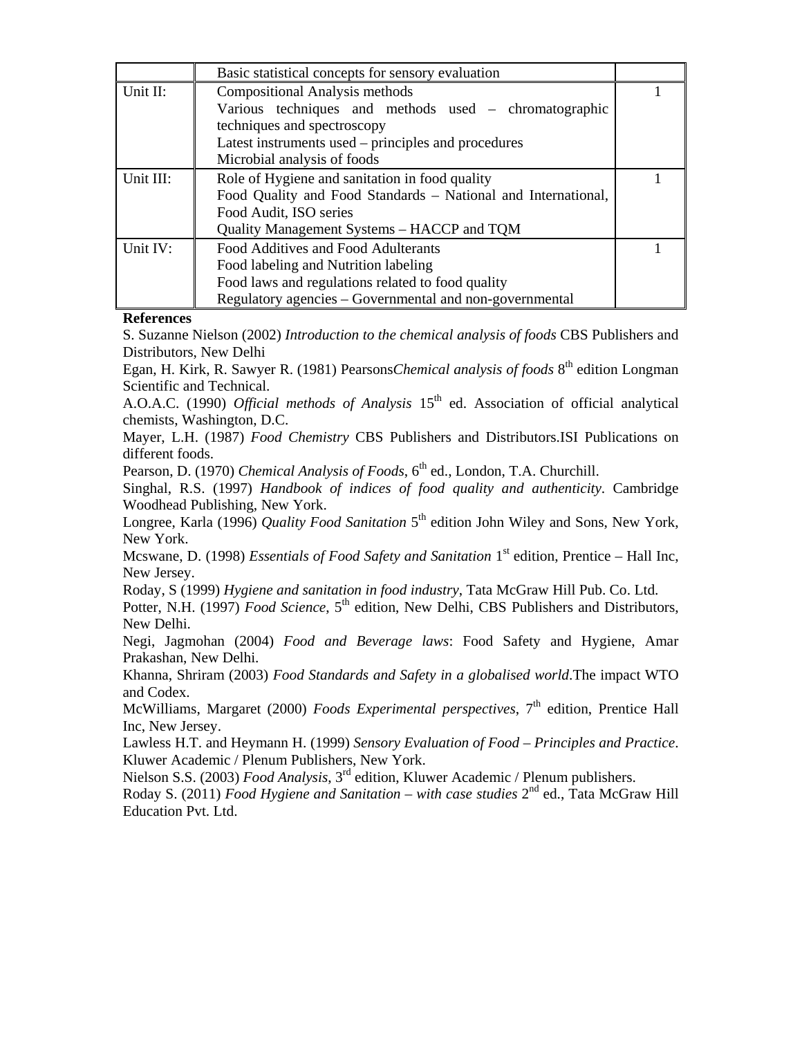| | | |
|---|---|---|
| | Basic statistical concepts for sensory evaluation | |
| Unit II: | Compositional Analysis methods<br>Various techniques and methods used – chromatographic techniques and spectroscopy<br>Latest instruments used – principles and procedures<br>Microbial analysis of foods | 1 |
| Unit III: | Role of Hygiene and sanitation in food quality<br>Food Quality and Food Standards – National and International, Food Audit, ISO series<br>Quality Management Systems – HACCP and TQM | 1 |
| Unit IV: | Food Additives and Food Adulterants<br>Food labeling and Nutrition labeling<br>Food laws and regulations related to food quality<br>Regulatory agencies – Governmental and non-governmental | 1 |

**References**

S. Suzanne Nielson (2002) *Introduction to the chemical analysis of foods* CBS Publishers and Distributors, New Delhi

Egan, H. Kirk, R. Sawyer R. (1981) Pearsons*Chemical analysis of foods* 8th edition Longman Scientific and Technical.

A.O.A.C. (1990) *Official methods of Analysis* 15th ed. Association of official analytical chemists, Washington, D.C.

Mayer, L.H. (1987) *Food Chemistry* CBS Publishers and Distributors.ISI Publications on different foods.

Pearson, D. (1970) *Chemical Analysis of Foods*, 6th ed., London, T.A. Churchill.

Singhal, R.S. (1997) *Handbook of indices of food quality and authenticity*. Cambridge Woodhead Publishing, New York.

Longree, Karla (1996) *Quality Food Sanitation* 5th edition John Wiley and Sons, New York, New York.

Mcswane, D. (1998) *Essentials of Food Safety and Sanitation* 1st edition, Prentice – Hall Inc, New Jersey.

Roday, S (1999) *Hygiene and sanitation in food industry*, Tata McGraw Hill Pub. Co. Ltd.

Potter, N.H. (1997) *Food Science*, 5th edition, New Delhi, CBS Publishers and Distributors, New Delhi.

Negi, Jagmohan (2004) *Food and Beverage laws*: Food Safety and Hygiene, Amar Prakashan, New Delhi.

Khanna, Shriram (2003) *Food Standards and Safety in a globalised world*.The impact WTO and Codex.

McWilliams, Margaret (2000) *Foods Experimental perspectives*, 7th edition, Prentice Hall Inc, New Jersey.

Lawless H.T. and Heymann H. (1999) *Sensory Evaluation of Food – Principles and Practice*. Kluwer Academic / Plenum Publishers, New York.

Nielson S.S. (2003) *Food Analysis*, 3rd edition, Kluwer Academic / Plenum publishers.

Roday S. (2011) *Food Hygiene and Sanitation – with case studies* 2nd ed., Tata McGraw Hill Education Pvt. Ltd.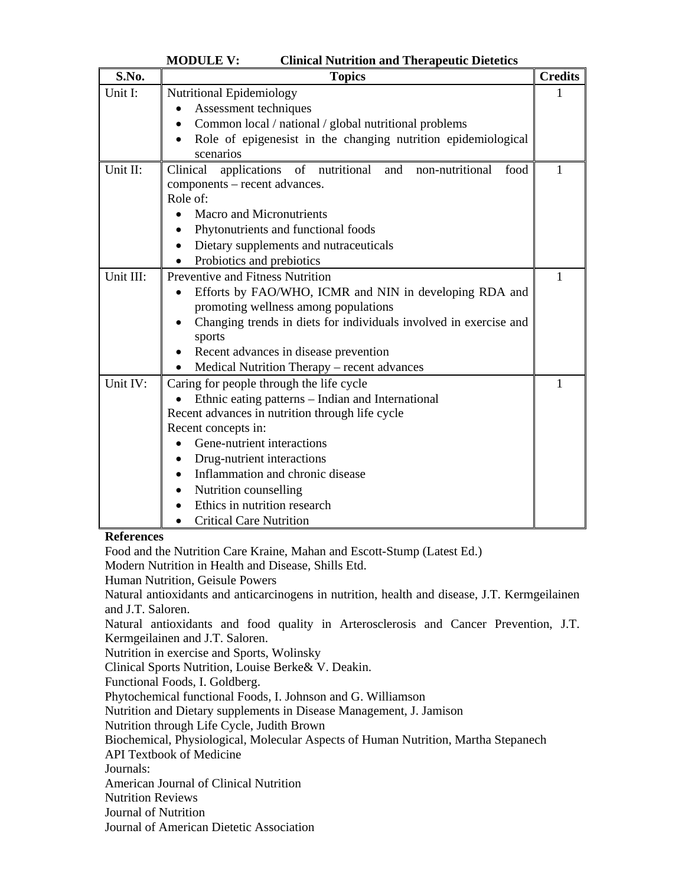**MODULE V: Clinical Nutrition and Therapeutic Dietetics**

| S.No. | Topics | Credits |
|---|---|---|
| Unit I: | Nutritional Epidemiology<br>• Assessment techniques<br>• Common local / national / global nutritional problems<br>• Role of epigenesist in the changing nutrition epidemiological scenarios | 1 |
| Unit II: | Clinical applications of nutritional and non-nutritional food components – recent advances.<br>Role of:<br>• Macro and Micronutrients<br>• Phytonutrients and functional foods<br>• Dietary supplements and nutraceuticals<br>• Probiotics and prebiotics | 1 |
| Unit III: | Preventive and Fitness Nutrition<br>• Efforts by FAO/WHO, ICMR and NIN in developing RDA and promoting wellness among populations<br>• Changing trends in diets for individuals involved in exercise and sports<br>• Recent advances in disease prevention<br>• Medical Nutrition Therapy – recent advances | 1 |
| Unit IV: | Caring for people through the life cycle<br>• Ethnic eating patterns – Indian and International<br>Recent advances in nutrition through life cycle<br>Recent concepts in:<br>• Gene-nutrient interactions<br>• Drug-nutrient interactions<br>• Inflammation and chronic disease<br>• Nutrition counselling<br>• Ethics in nutrition research<br>• Critical Care Nutrition | 1 |

**References**

Food and the Nutrition Care Kraine, Mahan and Escott-Stump (Latest Ed.)
Modern Nutrition in Health and Disease, Shills Etd.
Human Nutrition, Geisule Powers
Natural antioxidants and anticarcinogens in nutrition, health and disease, J.T. Kermgeilainen and J.T. Saloren.
Natural antioxidants and food quality in Arterosclerosis and Cancer Prevention, J.T. Kermgeilainen and J.T. Saloren.
Nutrition in exercise and Sports, Wolinsky
Clinical Sports Nutrition, Louise Berke& V. Deakin.
Functional Foods, I. Goldberg.
Phytochemical functional Foods, I. Johnson and G. Williamson
Nutrition and Dietary supplements in Disease Management, J. Jamison
Nutrition through Life Cycle, Judith Brown
Biochemical, Physiological, Molecular Aspects of Human Nutrition, Martha Stepanech
API Textbook of Medicine
Journals:
American Journal of Clinical Nutrition
Nutrition Reviews
Journal of Nutrition
Journal of American Dietetic Association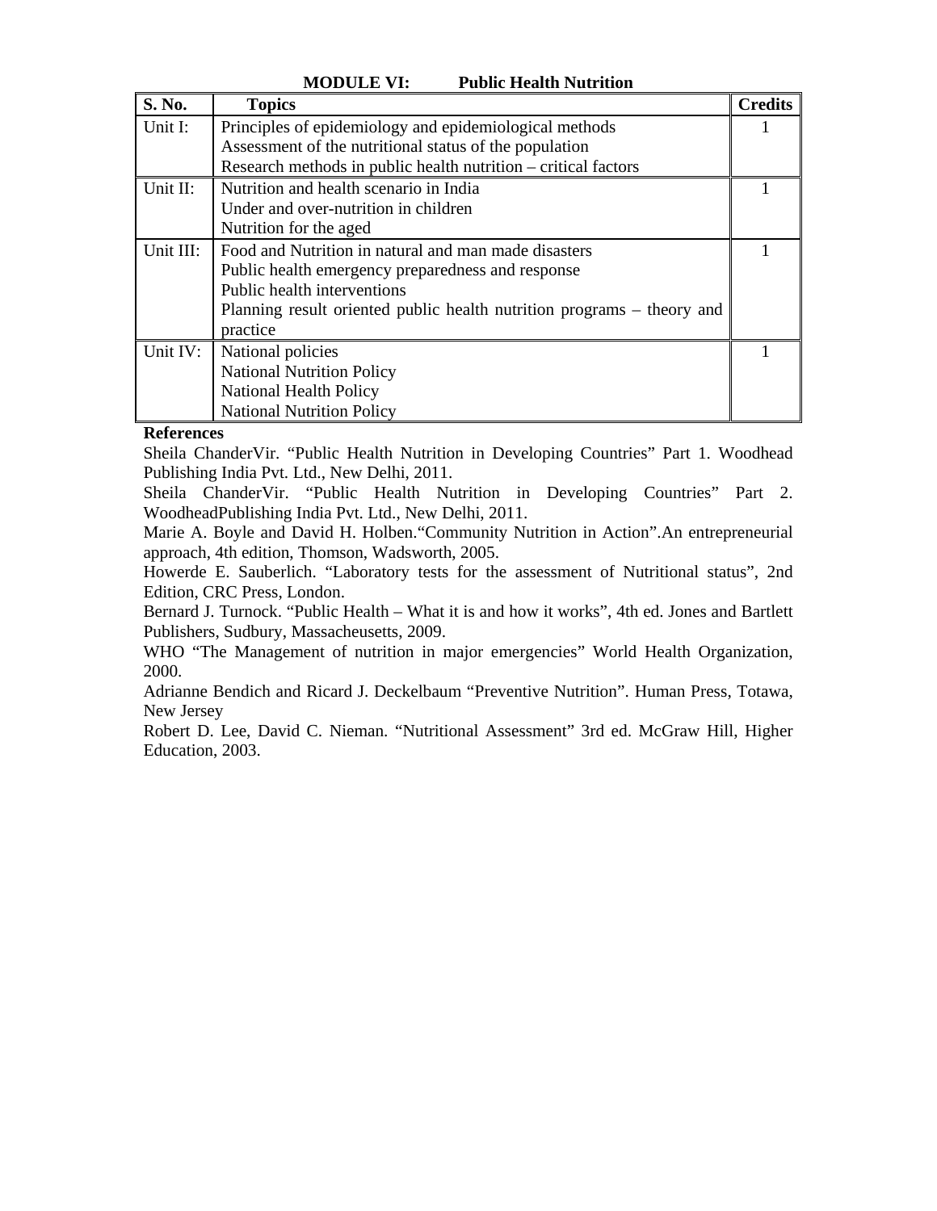**MODULE VI: Public Health Nutrition**

| S. No. | Topics | Credits |
|---|---|---|
| Unit I: | Principles of epidemiology and epidemiological methods<br>Assessment of the nutritional status of the population<br>Research methods in public health nutrition – critical factors | 1 |
| Unit II: | Nutrition and health scenario in India<br>Under and over-nutrition in children<br>Nutrition for the aged | 1 |
| Unit III: | Food and Nutrition in natural and man made disasters<br>Public health emergency preparedness and response<br>Public health interventions<br>Planning result oriented public health nutrition programs – theory and practice | 1 |
| Unit IV: | National policies<br>National Nutrition Policy<br>National Health Policy<br>National Nutrition Policy | 1 |

**References**

Sheila ChanderVir. "Public Health Nutrition in Developing Countries" Part 1. Woodhead Publishing India Pvt. Ltd., New Delhi, 2011.

Sheila ChanderVir. "Public Health Nutrition in Developing Countries" Part 2. WoodheadPublishing India Pvt. Ltd., New Delhi, 2011.

Marie A. Boyle and David H. Holben."Community Nutrition in Action".An entrepreneurial approach, 4th edition, Thomson, Wadsworth, 2005.

Howerde E. Sauberlich. "Laboratory tests for the assessment of Nutritional status", 2nd Edition, CRC Press, London.

Bernard J. Turnock. "Public Health – What it is and how it works", 4th ed. Jones and Bartlett Publishers, Sudbury, Massacheusetts, 2009.

WHO "The Management of nutrition in major emergencies" World Health Organization, 2000.

Adrianne Bendich and Ricard J. Deckelbaum "Preventive Nutrition". Human Press, Totawa, New Jersey

Robert D. Lee, David C. Nieman. "Nutritional Assessment" 3rd ed. McGraw Hill, Higher Education, 2003.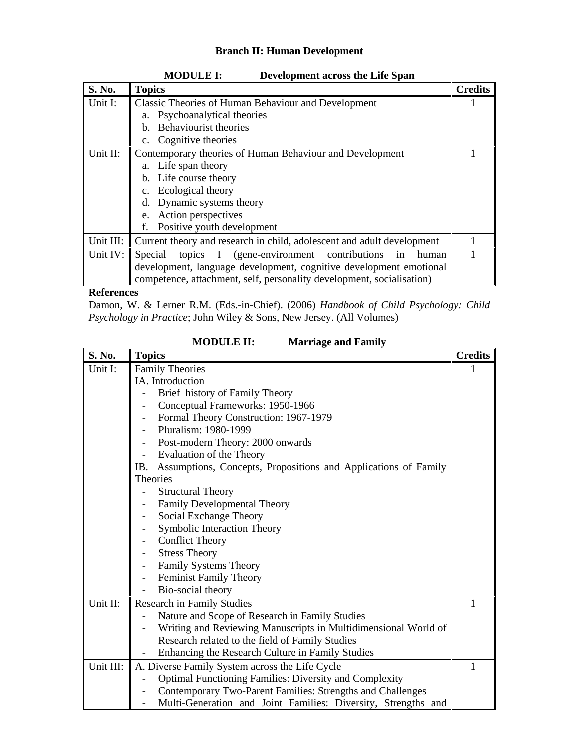# Branch II: Human Development

## MODULE I: Development across the Life Span

| S. No. | Topics | Credits |
|---|---|---|
| Unit I: | Classic Theories of Human Behaviour and Development<br>a. Psychoanalytical theories<br>b. Behaviourist theories<br>c. Cognitive theories | 1 |
| Unit II: | Contemporary theories of Human Behaviour and Development<br>a. Life span theory<br>b. Life course theory<br>c. Ecological theory<br>d. Dynamic systems theory<br>e. Action perspectives<br>f. Positive youth development | 1 |
| Unit III: | Current theory and research in child, adolescent and adult development | 1 |
| Unit IV: | Special topics I (gene-environment contributions in human development, language development, cognitive development emotional competence, attachment, self, personality development, socialisation) | 1 |

**References**

Damon, W. & Lerner R.M. (Eds.-in-Chief). (2006) *Handbook of Child Psychology: Child Psychology in Practice*; John Wiley & Sons, New Jersey. (All Volumes)

## MODULE II: Marriage and Family

| S. No. | Topics | Credits |
|---|---|---|
| Unit I: | Family Theories<br>IA. Introduction<br>- Brief history of Family Theory<br>- Conceptual Frameworks: 1950-1966<br>- Formal Theory Construction: 1967-1979<br>- Pluralism: 1980-1999<br>- Post-modern Theory: 2000 onwards<br>- Evaluation of the Theory<br>IB. Assumptions, Concepts, Propositions and Applications of Family Theories<br>- Structural Theory<br>- Family Developmental Theory<br>- Social Exchange Theory<br>- Symbolic Interaction Theory<br>- Conflict Theory<br>- Stress Theory<br>- Family Systems Theory<br>- Feminist Family Theory<br>- Bio-social theory | 1 |
| Unit II: | Research in Family Studies<br>- Nature and Scope of Research in Family Studies<br>- Writing and Reviewing Manuscripts in Multidimensional World of Research related to the field of Family Studies<br>- Enhancing the Research Culture in Family Studies | 1 |
| Unit III: | A. Diverse Family System across the Life Cycle<br>- Optimal Functioning Families: Diversity and Complexity<br>- Contemporary Two-Parent Families: Strengths and Challenges<br>- Multi-Generation and Joint Families: Diversity, Strengths and | 1 |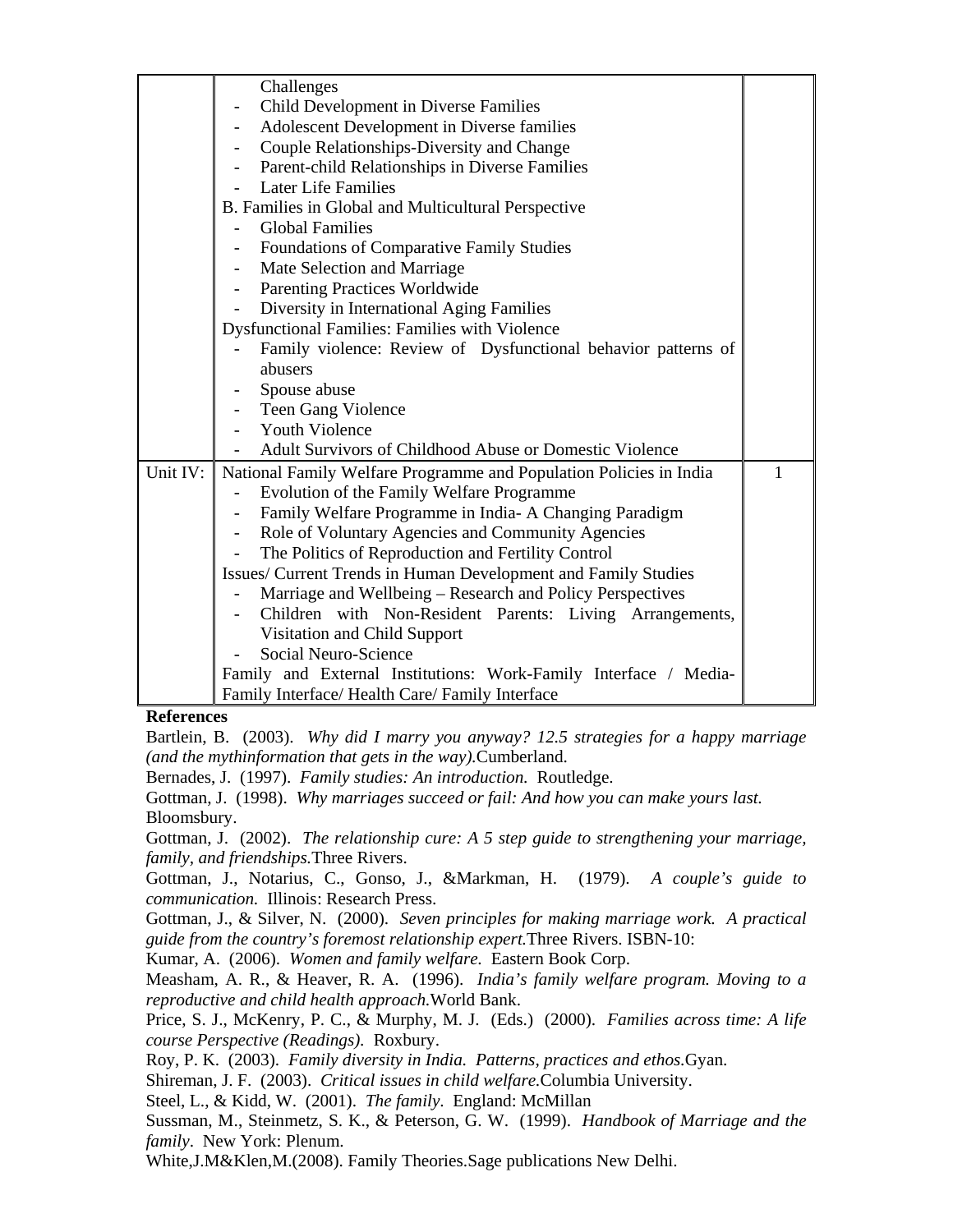| | | |
|---|---|---|
| | Challenges<br>- Child Development in Diverse Families<br>- Adolescent Development in Diverse families<br>- Couple Relationships-Diversity and Change<br>- Parent-child Relationships in Diverse Families<br>- Later Life Families<br>B. Families in Global and Multicultural Perspective<br>- Global Families<br>- Foundations of Comparative Family Studies<br>- Mate Selection and Marriage<br>- Parenting Practices Worldwide<br>- Diversity in International Aging Families<br>Dysfunctional Families: Families with Violence<br>- Family violence: Review of Dysfunctional behavior patterns of abusers<br>- Spouse abuse<br>- Teen Gang Violence<br>- Youth Violence<br>- Adult Survivors of Childhood Abuse or Domestic Violence | |
| Unit IV: | National Family Welfare Programme and Population Policies in India<br>- Evolution of the Family Welfare Programme<br>- Family Welfare Programme in India- A Changing Paradigm<br>- Role of Voluntary Agencies and Community Agencies<br>- The Politics of Reproduction and Fertility Control<br>Issues/ Current Trends in Human Development and Family Studies<br>- Marriage and Wellbeing – Research and Policy Perspectives<br>- Children with Non-Resident Parents: Living Arrangements, Visitation and Child Support<br>- Social Neuro-Science<br>Family and External Institutions: Work-Family Interface / Media-Family Interface/ Health Care/ Family Interface | 1 |

**References**

Bartlein, B. (2003). *Why did I marry you anyway? 12.5 strategies for a happy marriage (and the mythinformation that gets in the way).*Cumberland.

Bernades, J. (1997). *Family studies: An introduction.* Routledge.

Gottman, J. (1998). *Why marriages succeed or fail: And how you can make yours last.* Bloomsbury.

Gottman, J. (2002). *The relationship cure: A 5 step guide to strengthening your marriage, family, and friendships.*Three Rivers.

Gottman, J., Notarius, C., Gonso, J., &Markman, H. (1979). *A couple's guide to communication.* Illinois: Research Press.

Gottman, J., & Silver, N. (2000). *Seven principles for making marriage work. A practical guide from the country's foremost relationship expert.*Three Rivers. ISBN-10:

Kumar, A. (2006). *Women and family welfare.* Eastern Book Corp.

Measham, A. R., & Heaver, R. A. (1996). *India's family welfare program. Moving to a reproductive and child health approach.*World Bank.

Price, S. J., McKenry, P. C., & Murphy, M. J. (Eds.) (2000). *Families across time: A life course Perspective (Readings).* Roxbury.

Roy, P. K. (2003). *Family diversity in India. Patterns, practices and ethos.*Gyan.

Shireman, J. F. (2003). *Critical issues in child welfare.*Columbia University.

Steel, L., & Kidd, W. (2001). *The family.* England: McMillan

Sussman, M., Steinmetz, S. K., & Peterson, G. W. (1999). *Handbook of Marriage and the family*. New York: Plenum.

White,J.M&Klen,M.(2008). Family Theories.Sage publications New Delhi.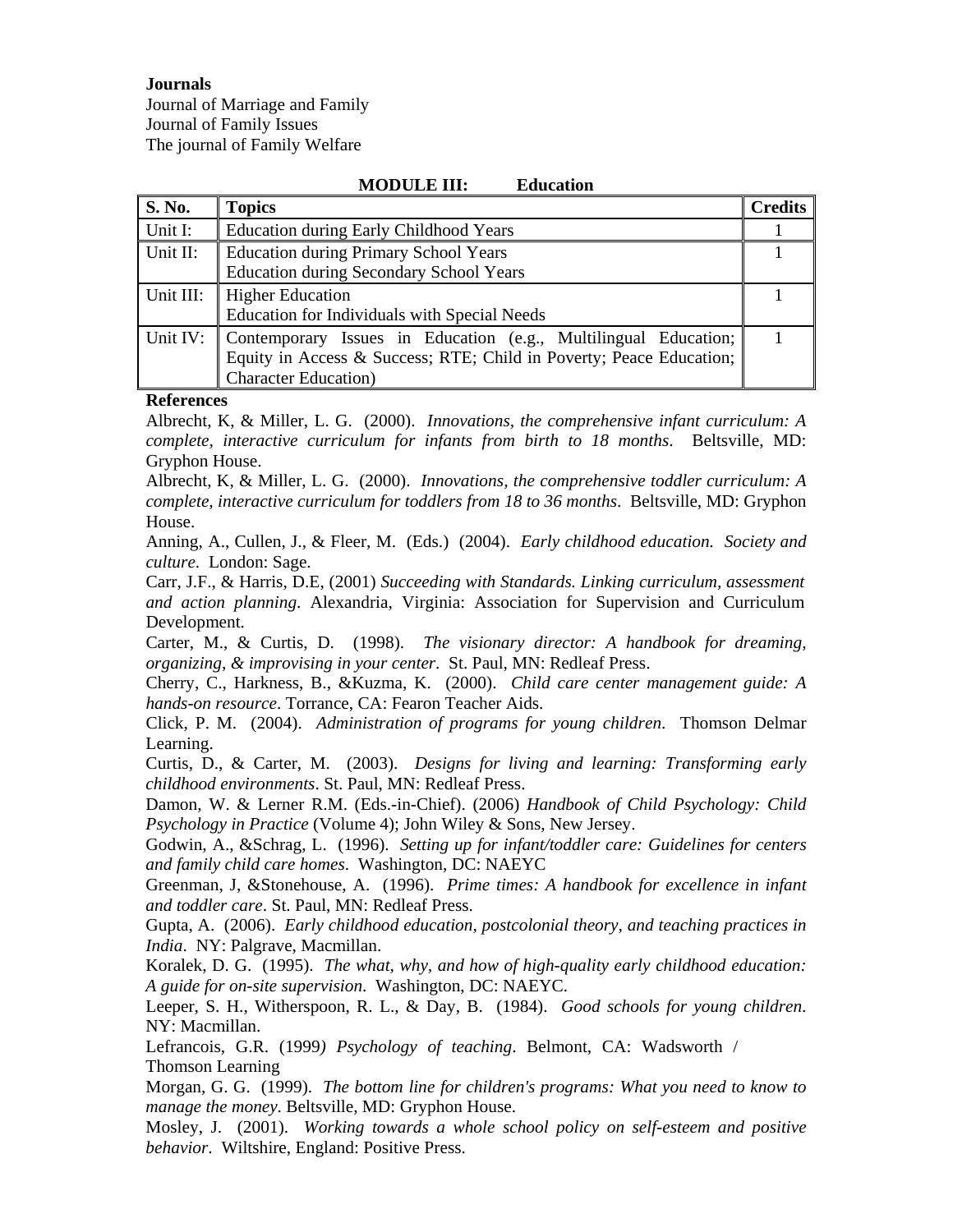**Journals**

Journal of Marriage and Family
Journal of Family Issues
The journal of Family Welfare

**MODULE III: Education**

| S. No. | Topics | Credits |
|---|---|---|
| Unit I: | Education during Early Childhood Years | 1 |
| Unit II: | Education during Primary School Years<br>Education during Secondary School Years | 1 |
| Unit III: | Higher Education<br>Education for Individuals with Special Needs | 1 |
| Unit IV: | Contemporary Issues in Education (e.g., Multilingual Education; Equity in Access & Success; RTE; Child in Poverty; Peace Education; Character Education) | 1 |

**References**

Albrecht, K, & Miller, L. G. (2000). *Innovations, the comprehensive infant curriculum: A complete, interactive curriculum for infants from birth to 18 months*. Beltsville, MD: Gryphon House.

Albrecht, K, & Miller, L. G. (2000). *Innovations, the comprehensive toddler curriculum: A complete, interactive curriculum for toddlers from 18 to 36 months*. Beltsville, MD: Gryphon House.

Anning, A., Cullen, J., & Fleer, M. (Eds.) (2004). *Early childhood education. Society and culture*. London: Sage.

Carr, J.F., & Harris, D.E, (2001) *Succeeding with Standards. Linking curriculum, assessment and action planning*. Alexandria, Virginia: Association for Supervision and Curriculum Development.

Carter, M., & Curtis, D. (1998). *The visionary director: A handbook for dreaming, organizing, & improvising in your center*. St. Paul, MN: Redleaf Press.

Cherry, C., Harkness, B., &Kuzma, K. (2000). *Child care center management guide: A hands-on resource*. Torrance, CA: Fearon Teacher Aids.

Click, P. M. (2004). *Administration of programs for young children*. Thomson Delmar Learning.

Curtis, D., & Carter, M. (2003). *Designs for living and learning: Transforming early childhood environments*. St. Paul, MN: Redleaf Press.

Damon, W. & Lerner R.M. (Eds.-in-Chief). (2006) *Handbook of Child Psychology: Child Psychology in Practice* (Volume 4); John Wiley & Sons, New Jersey.

Godwin, A., &Schrag, L. (1996). *Setting up for infant/toddler care: Guidelines for centers and family child care homes*. Washington, DC: NAEYC

Greenman, J, &Stonehouse, A. (1996). *Prime times: A handbook for excellence in infant and toddler care*. St. Paul, MN: Redleaf Press.

Gupta, A. (2006). *Early childhood education, postcolonial theory, and teaching practices in India*. NY: Palgrave, Macmillan.

Koralek, D. G. (1995). *The what, why, and how of high-quality early childhood education: A guide for on-site supervision*. Washington, DC: NAEYC.

Leeper, S. H., Witherspoon, R. L., & Day, B. (1984). *Good schools for young children*. NY: Macmillan.

Lefrancois, G.R. (1999) *Psychology of teaching*. Belmont, CA: Wadsworth / Thomson Learning

Morgan, G. G. (1999). *The bottom line for children's programs: What you need to know to manage the money*. Beltsville, MD: Gryphon House.

Mosley, J. (2001). *Working towards a whole school policy on self-esteem and positive behavior*. Wiltshire, England: Positive Press.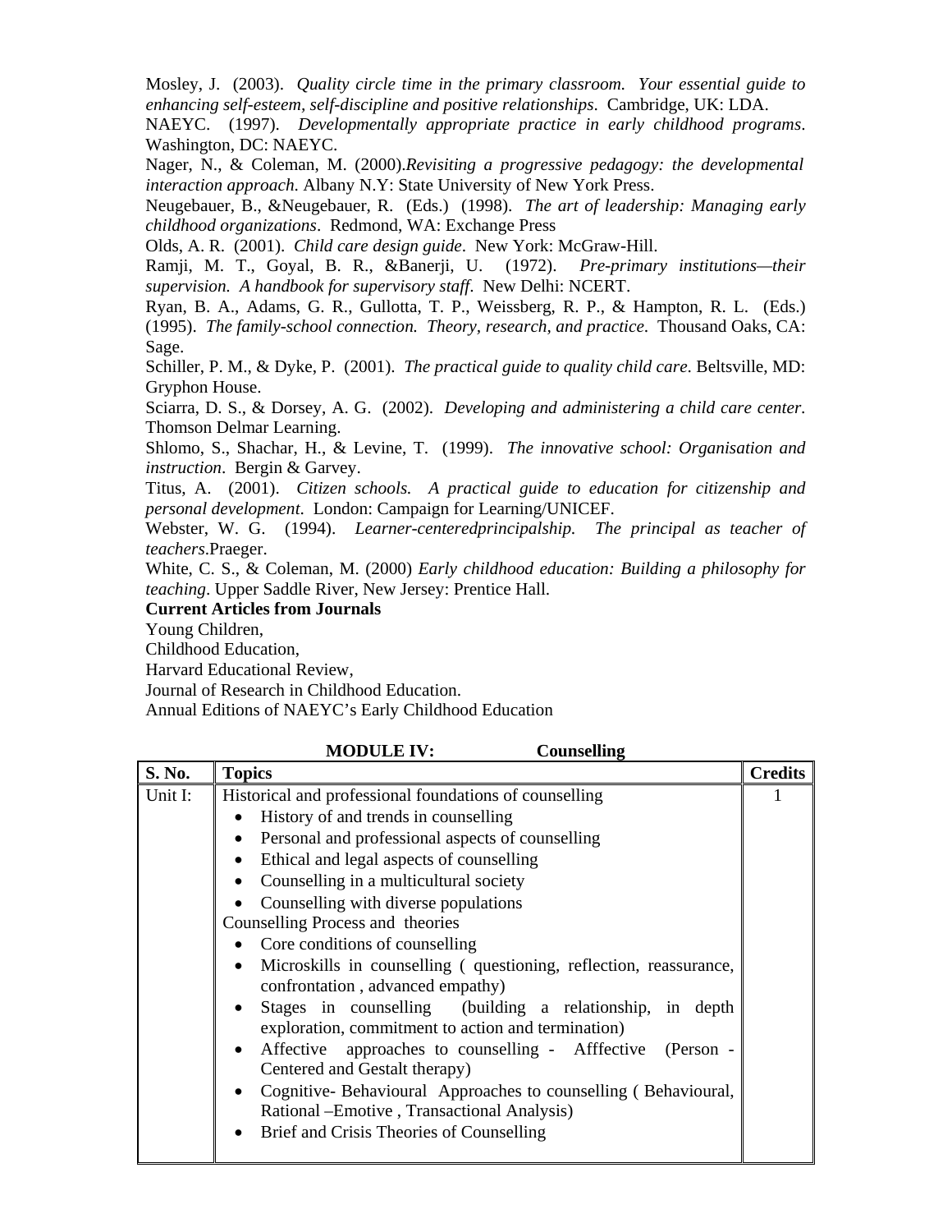Mosley, J. (2003). *Quality circle time in the primary classroom. Your essential guide to enhancing self-esteem, self-discipline and positive relationships*. Cambridge, UK: LDA.

NAEYC. (1997). *Developmentally appropriate practice in early childhood programs*. Washington, DC: NAEYC.

Nager, N., & Coleman, M. (2000).*Revisiting a progressive pedagogy: the developmental interaction approach*. Albany N.Y: State University of New York Press.

Neugebauer, B., &Neugebauer, R. (Eds.) (1998). *The art of leadership: Managing early childhood organizations*. Redmond, WA: Exchange Press

Olds, A. R. (2001). *Child care design guide*. New York: McGraw-Hill.

Ramji, M. T., Goyal, B. R., &Banerji, U. (1972). *Pre-primary institutions—their supervision. A handbook for supervisory staff*. New Delhi: NCERT.

Ryan, B. A., Adams, G. R., Gullotta, T. P., Weissberg, R. P., & Hampton, R. L. (Eds.) (1995). *The family-school connection. Theory, research, and practice*. Thousand Oaks, CA: Sage.

Schiller, P. M., & Dyke, P. (2001). *The practical guide to quality child care*. Beltsville, MD: Gryphon House.

Sciarra, D. S., & Dorsey, A. G. (2002). *Developing and administering a child care center*. Thomson Delmar Learning.

Shlomo, S., Shachar, H., & Levine, T. (1999). *The innovative school: Organisation and instruction*. Bergin & Garvey.

Titus, A. (2001). *Citizen schools. A practical guide to education for citizenship and personal development*. London: Campaign for Learning/UNICEF.

Webster, W. G. (1994). *Learner-centeredprincipalship. The principal as teacher of teachers*.Praeger.

White, C. S., & Coleman, M. (2000) *Early childhood education: Building a philosophy for teaching*. Upper Saddle River, New Jersey: Prentice Hall.

**Current Articles from Journals**

Young Children,

Childhood Education,

Harvard Educational Review,

Journal of Research in Childhood Education.

Annual Editions of NAEYC's Early Childhood Education

**MODULE IV: Counselling**

| S. No. | Topics | Credits |
|---|---|---|
| Unit I: | Historical and professional foundations of counselling<br>• History of and trends in counselling<br>• Personal and professional aspects of counselling<br>• Ethical and legal aspects of counselling<br>• Counselling in a multicultural society<br>• Counselling with diverse populations<br>Counselling Process and theories<br>• Core conditions of counselling<br>• Microskills in counselling ( questioning, reflection, reassurance, confrontation , advanced empathy)<br>• Stages in counselling (building a relationship, in depth exploration, commitment to action and termination)<br>• Affective approaches to counselling - Afffective (Person - Centered and Gestalt therapy)<br>• Cognitive- Behavioural Approaches to counselling ( Behavioural, Rational –Emotive , Transactional Analysis)<br>• Brief and Crisis Theories of Counselling | 1 |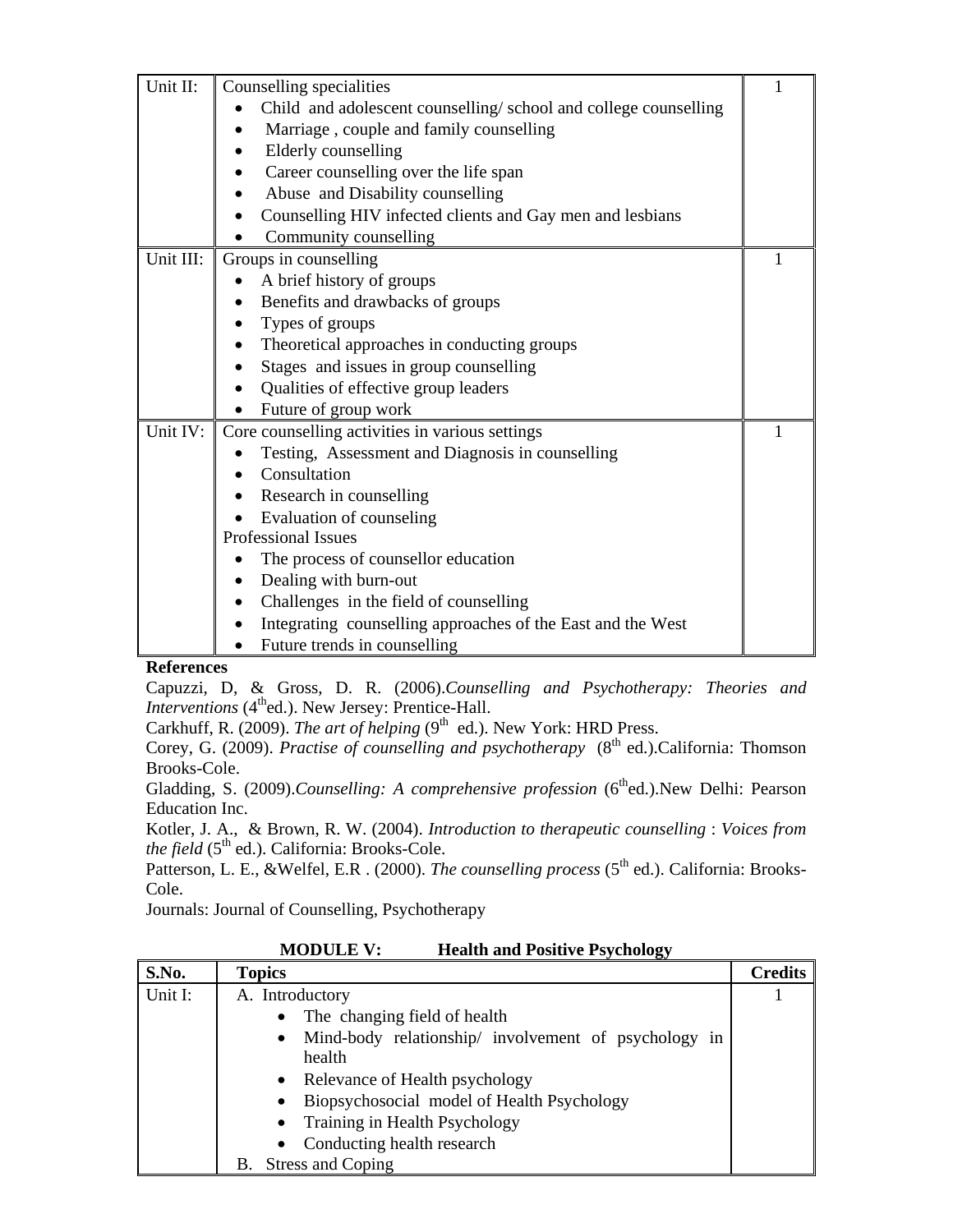| | | |
|---|---|---|
| Unit II: | Counselling specialities<br>• Child and adolescent counselling/ school and college counselling<br>• Marriage , couple and family counselling<br>• Elderly counselling<br>• Career counselling over the life span<br>• Abuse and Disability counselling<br>• Counselling HIV infected clients and Gay men and lesbians<br>• Community counselling | 1 |
| Unit III: | Groups in counselling<br>• A brief history of groups<br>• Benefits and drawbacks of groups<br>• Types of groups<br>• Theoretical approaches in conducting groups<br>• Stages and issues in group counselling<br>• Qualities of effective group leaders<br>• Future of group work | 1 |
| Unit IV: | Core counselling activities in various settings<br>• Testing, Assessment and Diagnosis in counselling<br>• Consultation<br>• Research in counselling<br>• Evaluation of counseling<br>Professional Issues<br>• The process of counsellor education<br>• Dealing with burn-out<br>• Challenges in the field of counselling<br>• Integrating counselling approaches of the East and the West<br>• Future trends in counselling | 1 |

**References**

Capuzzi, D, & Gross, D. R. (2006).*Counselling and Psychotherapy: Theories and Interventions* (4thed.). New Jersey: Prentice-Hall.

Carkhuff, R. (2009). *The art of helping* (9th ed.). New York: HRD Press.

Corey, G. (2009). *Practise of counselling and psychotherapy* (8th ed.).California: Thomson Brooks-Cole.

Gladding, S. (2009).*Counselling: A comprehensive profession* (6thed.).New Delhi: Pearson Education Inc.

Kotler, J. A., & Brown, R. W. (2004). *Introduction to therapeutic counselling* : *Voices from the field* (5th ed.). California: Brooks-Cole.

Patterson, L. E., &Welfel, E.R . (2000). *The counselling process* (5th ed.). California: Brooks-Cole.

Journals: Journal of Counselling, Psychotherapy

**MODULE V: Health and Positive Psychology**

| S.No. | Topics | Credits |
|---|---|---|
| Unit I: | A. Introductory<br>• The changing field of health<br>• Mind-body relationship/ involvement of psychology in health<br>• Relevance of Health psychology<br>• Biopsychosocial model of Health Psychology<br>• Training in Health Psychology<br>• Conducting health research<br>B. Stress and Coping | 1 |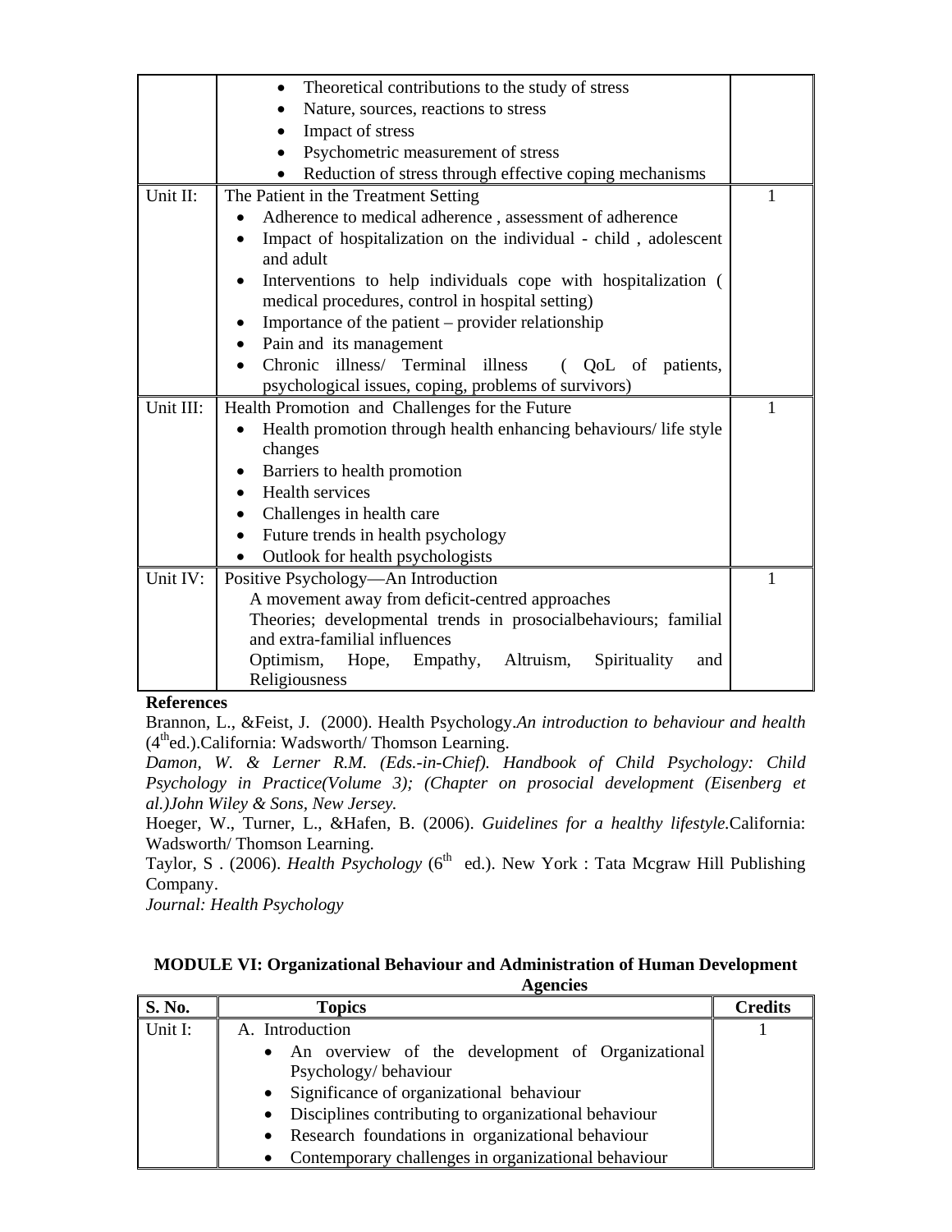| | | |
|---|---|---|
| | • Theoretical contributions to the study of stress<br>• Nature, sources, reactions to stress<br>• Impact of stress<br>• Psychometric measurement of stress<br>• Reduction of stress through effective coping mechanisms | |
| Unit II: | The Patient in the Treatment Setting<br>• Adherence to medical adherence , assessment of adherence<br>• Impact of hospitalization on the individual - child , adolescent and adult<br>• Interventions to help individuals cope with hospitalization ( medical procedures, control in hospital setting)<br>• Importance of the patient – provider relationship<br>• Pain and its management<br>• Chronic illness/ Terminal illness ( QoL of patients, psychological issues, coping, problems of survivors) | 1 |
| Unit III: | Health Promotion and Challenges for the Future<br>• Health promotion through health enhancing behaviours/ life style changes<br>• Barriers to health promotion<br>• Health services<br>• Challenges in health care<br>• Future trends in health psychology<br>• Outlook for health psychologists | 1 |
| Unit IV: | Positive Psychology—An Introduction<br>A movement away from deficit-centred approaches<br>Theories; developmental trends in prosocialbehaviours; familial and extra-familial influences<br>Optimism, Hope, Empathy, Altruism, Spirituality and Religiousness | 1 |

**References**

Brannon, L., &Feist, J. (2000). Health Psychology.*An introduction to behaviour and health* (4th ed.).California: Wadsworth/ Thomson Learning.

*Damon, W. & Lerner R.M. (Eds.-in-Chief). Handbook of Child Psychology: Child Psychology in Practice(Volume 3); (Chapter on prosocial development (Eisenberg et al.)John Wiley & Sons, New Jersey.*

Hoeger, W., Turner, L., &Hafen, B. (2006). *Guidelines for a healthy lifestyle.*California: Wadsworth/ Thomson Learning.

Taylor, S . (2006). *Health Psychology* (6th ed.). New York : Tata Mcgraw Hill Publishing Company.

*Journal: Health Psychology*

## MODULE VI: Organizational Behaviour and Administration of Human Development Agencies

| S. No. | Topics | Credits |
|---|---|---|
| Unit I: | A. Introduction<br>• An overview of the development of Organizational Psychology/ behaviour<br>• Significance of organizational behaviour<br>• Disciplines contributing to organizational behaviour<br>• Research foundations in organizational behaviour<br>• Contemporary challenges in organizational behaviour | 1 |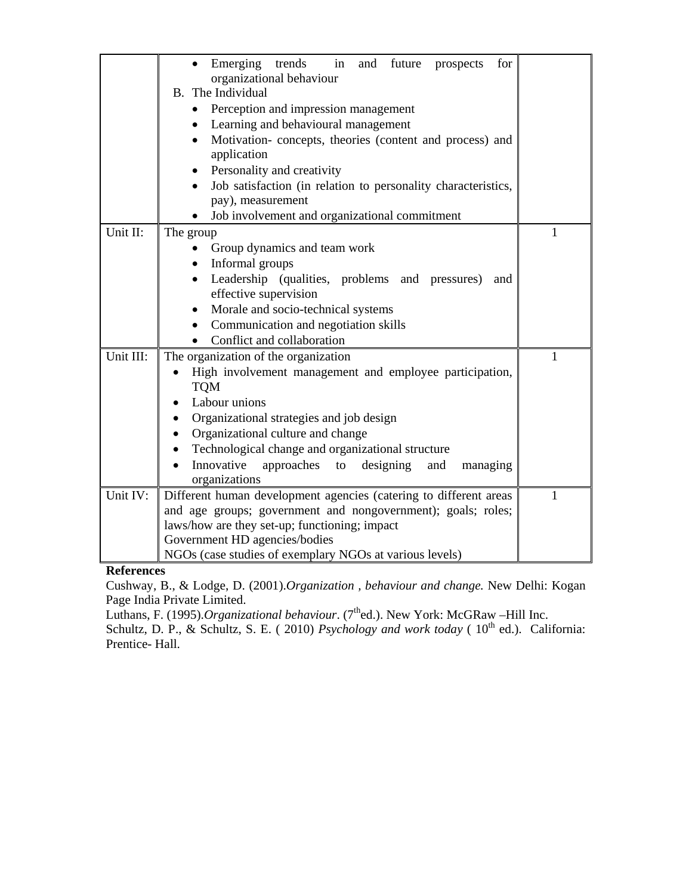| | | |
|---|---|---|
| | • Emerging trends in and future prospects for organizational behaviour<br>B. The Individual<br>• Perception and impression management<br>• Learning and behavioural management<br>• Motivation- concepts, theories (content and process) and application<br>• Personality and creativity<br>• Job satisfaction (in relation to personality characteristics, pay), measurement<br>• Job involvement and organizational commitment | |
| Unit II: | The group<br>• Group dynamics and team work<br>• Informal groups<br>• Leadership (qualities, problems and pressures) and effective supervision<br>• Morale and socio-technical systems<br>• Communication and negotiation skills<br>• Conflict and collaboration | 1 |
| Unit III: | The organization of the organization<br>• High involvement management and employee participation, TQM<br>• Labour unions<br>• Organizational strategies and job design<br>• Organizational culture and change<br>• Technological change and organizational structure<br>• Innovative approaches to designing and managing organizations | 1 |
| Unit IV: | Different human development agencies (catering to different areas and age groups; government and nongovernment); goals; roles; laws/how are they set-up; functioning; impact<br>Government HD agencies/bodies<br>NGOs (case studies of exemplary NGOs at various levels) | 1 |

**References**

Cushway, B., & Lodge, D. (2001).*Organization , behaviour and change.* New Delhi: Kogan Page India Private Limited.

Luthans, F. (1995).*Organizational behaviour*. (7th ed.). New York: McGRaw –Hill Inc.

Schultz, D. P., & Schultz, S. E. ( 2010) *Psychology and work today* ( 10th ed.). California: Prentice- Hall.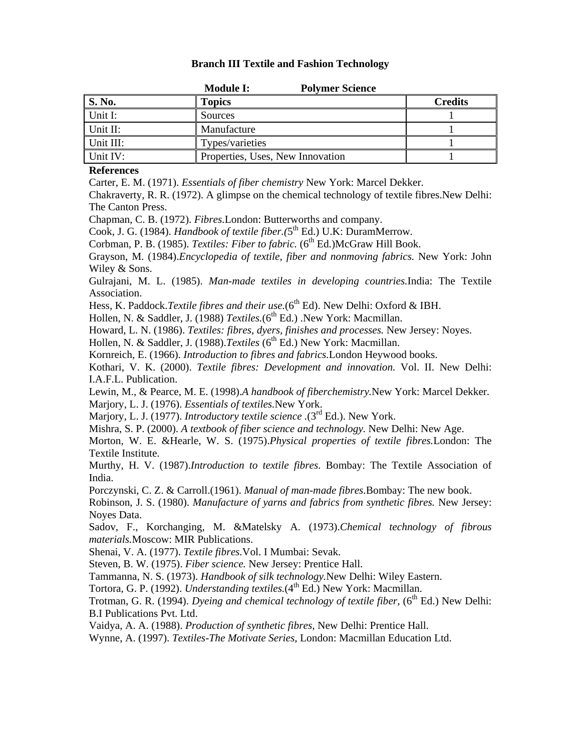## Branch III Textile and Fashion Technology

**Module I: Polymer Science**

| S. No. | Topics | Credits |
|---|---|---|
| Unit I: | Sources | 1 |
| Unit II: | Manufacture | 1 |
| Unit III: | Types/varieties | 1 |
| Unit IV: | Properties, Uses, New Innovation | 1 |

**References**

Carter, E. M. (1971). *Essentials of fiber chemistry* New York: Marcel Dekker.

Chakraverty, R. R. (1972). A glimpse on the chemical technology of textile fibres.New Delhi: The Canton Press.

Chapman, C. B. (1972). *Fibres*.London: Butterworths and company.

Cook, J. G. (1984). *Handbook of textile fiber.(*5th Ed.) U.K: DuramMerrow.

Corbman, P. B. (1985). *Textiles: Fiber to fabric.* (6th Ed.)McGraw Hill Book.

Grayson, M. (1984).*Encyclopedia of textile, fiber and nonmoving fabrics.* New York: John Wiley & Sons.

Gulrajani, M. L. (1985). *Man-made textiles in developing countries.*India: The Textile Association.

Hess, K. Paddock.*Textile fibres and their use.*(6th Ed). New Delhi: Oxford & IBH.

Hollen, N. & Saddler, J. (1988) *Textiles.*(6th Ed.) .New York: Macmillan.

Howard, L. N. (1986). *Textiles: fibres, dyers, finishes and processes.* New Jersey: Noyes.

Hollen, N. & Saddler, J. (1988).*Textiles* (6th Ed.) New York: Macmillan.

Kornreich, E. (1966). *Introduction to fibres and fabrics.*London Heywood books.

Kothari, V. K. (2000). *Textile fibres: Development and innovation.* Vol. II. New Delhi: I.A.F.L. Publication.

Lewin, M., & Pearce, M. E. (1998).*A handbook of fiberchemistry.*New York: Marcel Dekker.

Marjory, L. J. (1976). *Essentials of textiles.*New York.

Marjory, L. J. (1977). *Introductory textile science* .(3rd Ed.). New York.

Mishra, S. P. (2000). *A textbook of fiber science and technology.* New Delhi: New Age.

Morton, W. E. &Hearle, W. S. (1975).*Physical properties of textile fibres.*London: The Textile Institute.

Murthy, H. V. (1987).*Introduction to textile fibres.* Bombay: The Textile Association of India.

Porczynski, C. Z. & Carroll.(1961). *Manual of man-made fibres.*Bombay: The new book.

Robinson, J. S. (1980). *Manufacture of yarns and fabrics from synthetic fibres.* New Jersey: Noyes Data.

Sadov, F., Korchanging, M. &Matelsky A. (1973).*Chemical technology of fibrous materials.*Moscow: MIR Publications.

Shenai, V. A. (1977). *Textile fibres.*Vol. I Mumbai: Sevak.

Steven, B. W. (1975). *Fiber science.* New Jersey: Prentice Hall.

Tammanna, N. S. (1973). *Handbook of silk technology.*New Delhi: Wiley Eastern.

Tortora, G. P. (1992). *Understanding textiles.*(4th Ed.) New York: Macmillan.

Trotman, G. R. (1994). *Dyeing and chemical technology of textile fiber,* (6th Ed.) New Delhi: B.I Publications Pvt. Ltd.

Vaidya, A. A. (1988). *Production of synthetic fibres,* New Delhi: Prentice Hall.

Wynne, A. (1997). *Textiles-The Motivate Series,* London: Macmillan Education Ltd.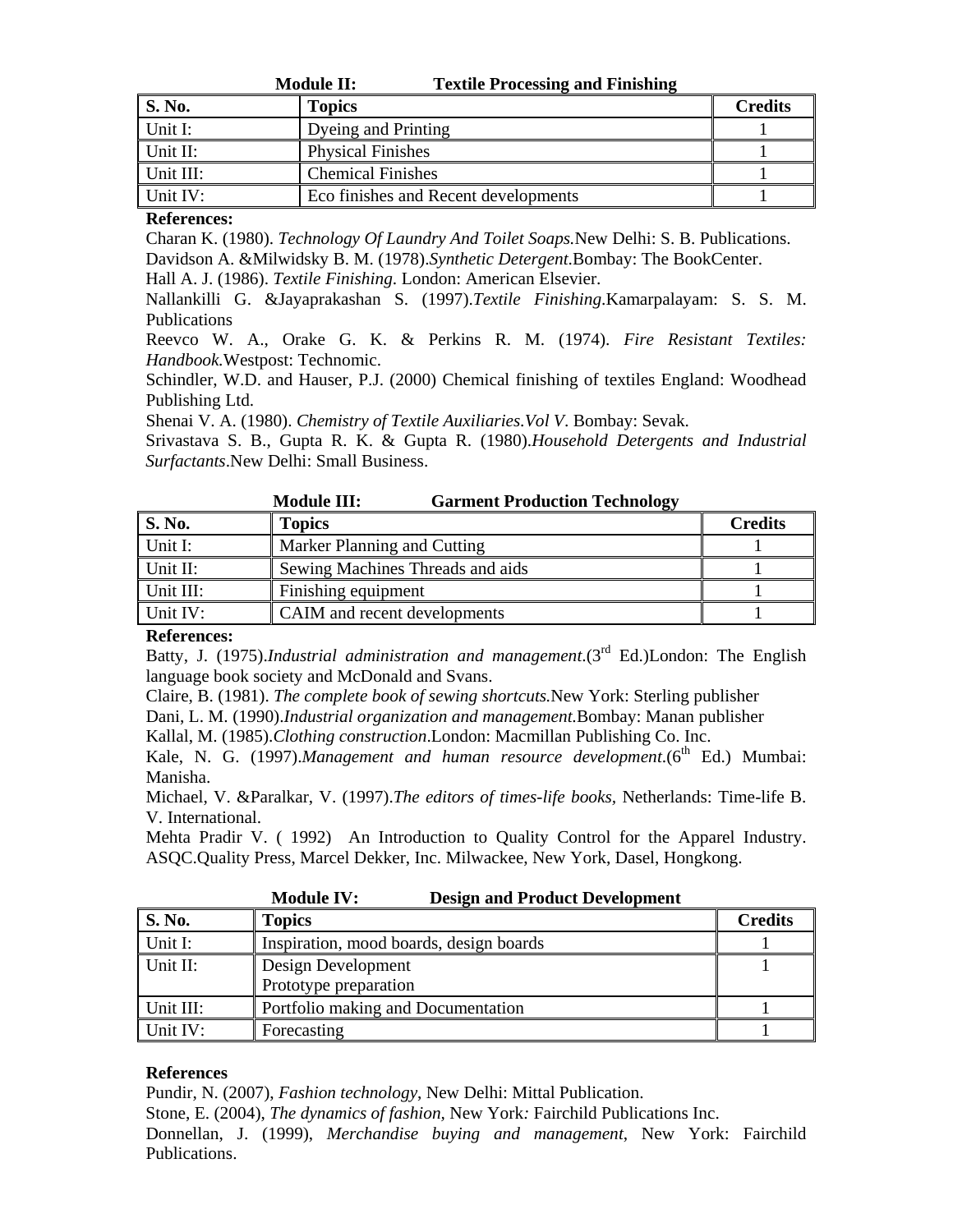**Module II: Textile Processing and Finishing**

| S. No. | Topics | Credits |
|---|---|---|
| Unit I: | Dyeing and Printing | 1 |
| Unit II: | Physical Finishes | 1 |
| Unit III: | Chemical Finishes | 1 |
| Unit IV: | Eco finishes and Recent developments | 1 |

**References:**

Charan K. (1980). *Technology Of Laundry And Toilet Soaps.*New Delhi: S. B. Publications.
Davidson A. &Milwidsky B. M. (1978).*Synthetic Detergent*.Bombay: The BookCenter.
Hall A. J. (1986). *Textile Finishing*. London: American Elsevier.
Nallankilli G. &Jayaprakashan S. (1997).*Textile Finishing*.Kamarpalayam: S. S. M. Publications
Reevco W. A., Orake G. K. & Perkins R. M. (1974). *Fire Resistant Textiles: Handbook.*Westpost: Technomic.
Schindler, W.D. and Hauser, P.J. (2000) Chemical finishing of textiles England: Woodhead Publishing Ltd.
Shenai V. A. (1980). *Chemistry of Textile Auxiliaries.Vol V*. Bombay: Sevak.
Srivastava S. B., Gupta R. K. & Gupta R. (1980).*Household Detergents and Industrial Surfactants*.New Delhi: Small Business.

**Module III: Garment Production Technology**

| S. No. | Topics | Credits |
|---|---|---|
| Unit I: | Marker Planning and Cutting | 1 |
| Unit II: | Sewing Machines Threads and aids | 1 |
| Unit III: | Finishing equipment | 1 |
| Unit IV: | CAIM and recent developments | 1 |

**References:**

Batty, J. (1975).*Industrial administration and management*.(3rd Ed.)London: The English language book society and McDonald and Svans.
Claire, B. (1981). *The complete book of sewing shortcuts.*New York: Sterling publisher
Dani, L. M. (1990).*Industrial organization and management.*Bombay: Manan publisher
Kallal, M. (1985).*Clothing construction*.London: Macmillan Publishing Co. Inc.
Kale, N. G. (1997).*Management and human resource development*.(6th Ed.) Mumbai: Manisha.
Michael, V. &Paralkar, V. (1997).*The editors of times-life books*, Netherlands: Time-life B. V. International.
Mehta Pradir V. ( 1992) An Introduction to Quality Control for the Apparel Industry. ASQC.Quality Press, Marcel Dekker, Inc. Milwackee, New York, Dasel, Hongkong.

**Module IV: Design and Product Development**

| S. No. | Topics | Credits |
|---|---|---|
| Unit I: | Inspiration, mood boards, design boards | 1 |
| Unit II: | Design Development<br>Prototype preparation | 1 |
| Unit III: | Portfolio making and Documentation | 1 |
| Unit IV: | Forecasting | 1 |

**References**

Pundir, N. (2007), *Fashion technology*, New Delhi: Mittal Publication.
Stone, E. (2004), *The dynamics of fashion,* New York*:* Fairchild Publications Inc.
Donnellan, J. (1999), *Merchandise buying and management*, New York: Fairchild Publications.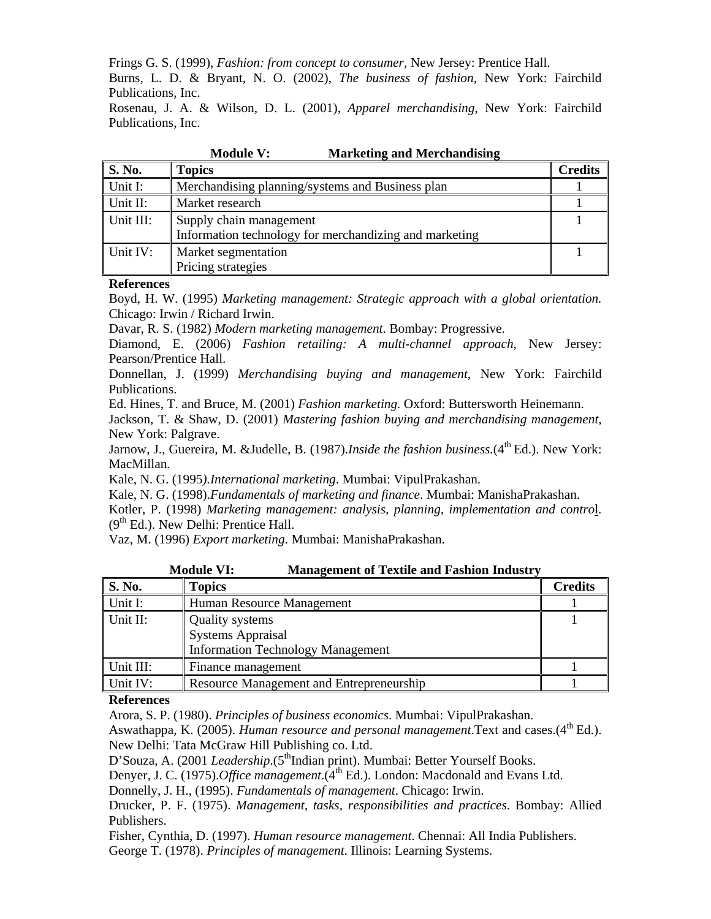Frings G. S. (1999), *Fashion: from concept to consumer*, New Jersey: Prentice Hall.

Burns, L. D. & Bryant, N. O. (2002), *The business of fashion*, New York: Fairchild Publications, Inc.

Rosenau, J. A. & Wilson, D. L. (2001), *Apparel merchandising*, New York: Fairchild Publications, Inc.

**Module V: Marketing and Merchandising**

| S. No. | Topics | Credits |
|---|---|---|
| Unit I: | Merchandising planning/systems and Business plan | 1 |
| Unit II: | Market research | 1 |
| Unit III: | Supply chain management<br>Information technology for merchandizing and marketing | 1 |
| Unit IV: | Market segmentation<br>Pricing strategies | 1 |

**References**

Boyd, H. W. (1995) *Marketing management: Strategic approach with a global orientation.* Chicago: Irwin / Richard Irwin.

Davar, R. S. (1982) *Modern marketing management*. Bombay: Progressive.

Diamond, E. (2006) *Fashion retailing: A multi-channel approach*, New Jersey: Pearson/Prentice Hall.

Donnellan, J. (1999) *Merchandising buying and management*, New York: Fairchild Publications.

Ed. Hines, T. and Bruce, M. (2001) *Fashion marketing.* Oxford: Buttersworth Heinemann.

Jackson, T. & Shaw, D. (2001) *Mastering fashion buying and merchandising management*, New York: Palgrave.

Jarnow, J., Guereira, M. &Judelle, B. (1987).*Inside the fashion business*.(4th Ed.). New York: MacMillan.

Kale, N. G. (1995).*International marketing*. Mumbai: VipulPrakashan.

Kale, N. G. (1998).*Fundamentals of marketing and finance*. Mumbai: ManishaPrakashan.

Kotler, P. (1998) *Marketing management: analysis, planning, implementation and control*. (9th Ed.). New Delhi: Prentice Hall.

Vaz, M. (1996) *Export marketing*. Mumbai: ManishaPrakashan.

**Module VI: Management of Textile and Fashion Industry**

| S. No. | Topics | Credits |
|---|---|---|
| Unit I: | Human Resource Management | 1 |
| Unit II: | Quality systems<br>Systems Appraisal<br>Information Technology Management | 1 |
| Unit III: | Finance management | 1 |
| Unit IV: | Resource Management and Entrepreneurship | 1 |

**References**

Arora, S. P. (1980). *Principles of business economics*. Mumbai: VipulPrakashan.

Aswathappa, K. (2005). *Human resource and personal management*.Text and cases.(4th Ed.). New Delhi: Tata McGraw Hill Publishing co. Ltd.

D'Souza, A. (2001 *Leadership*.(5thIndian print). Mumbai: Better Yourself Books.

Denyer, J. C. (1975).*Office management*.(4th Ed.). London: Macdonald and Evans Ltd.

Donnelly, J. H., (1995). *Fundamentals of management*. Chicago: Irwin.

Drucker, P. F. (1975). *Management, tasks, responsibilities and practices*. Bombay: Allied Publishers.

Fisher, Cynthia, D. (1997). *Human resource management*. Chennai: All India Publishers.

George T. (1978). *Principles of management*. Illinois: Learning Systems.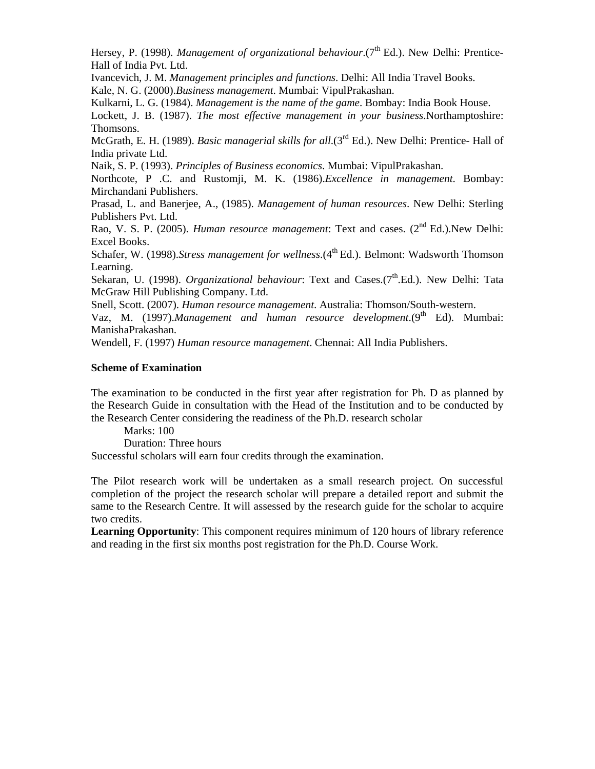Hersey, P. (1998). *Management of organizational behaviour*.(7th Ed.). New Delhi: Prentice-Hall of India Pvt. Ltd.

Ivancevich, J. M. *Management principles and functions*. Delhi: All India Travel Books.

Kale, N. G. (2000).*Business management*. Mumbai: VipulPrakashan.

Kulkarni, L. G. (1984). *Management is the name of the game*. Bombay: India Book House.

Lockett, J. B. (1987). *The most effective management in your business*.Northamptoshire: Thomsons.

McGrath, E. H. (1989). *Basic managerial skills for all*.(3rd Ed.). New Delhi: Prentice- Hall of India private Ltd.

Naik, S. P. (1993). *Principles of Business economics*. Mumbai: VipulPrakashan.

Northcote, P .C. and Rustomji, M. K. (1986).*Excellence in management*. Bombay: Mirchandani Publishers.

Prasad, L. and Banerjee, A., (1985). *Management of human resources*. New Delhi: Sterling Publishers Pvt. Ltd.

Rao, V. S. P. (2005). *Human resource management*: Text and cases. (2nd Ed.).New Delhi: Excel Books.

Schafer, W. (1998).*Stress management for wellness*.(4th Ed.). Belmont: Wadsworth Thomson Learning.

Sekaran, U. (1998). *Organizational behaviour*: Text and Cases.(7th.Ed.). New Delhi: Tata McGraw Hill Publishing Company. Ltd.

Snell, Scott. (2007). *Human resource management*. Australia: Thomson/South-western.

Vaz, M. (1997).*Management and human resource development*.(9th Ed). Mumbai: ManishaPrakashan.

Wendell, F. (1997) *Human resource management*. Chennai: All India Publishers.

**Scheme of Examination**

The examination to be conducted in the first year after registration for Ph. D as planned by the Research Guide in consultation with the Head of the Institution and to be conducted by the Research Center considering the readiness of the Ph.D. research scholar

Marks: 100

Duration: Three hours

Successful scholars will earn four credits through the examination.

The Pilot research work will be undertaken as a small research project. On successful completion of the project the research scholar will prepare a detailed report and submit the same to the Research Centre. It will assessed by the research guide for the scholar to acquire two credits.

**Learning Opportunity**: This component requires minimum of 120 hours of library reference and reading in the first six months post registration for the Ph.D. Course Work.